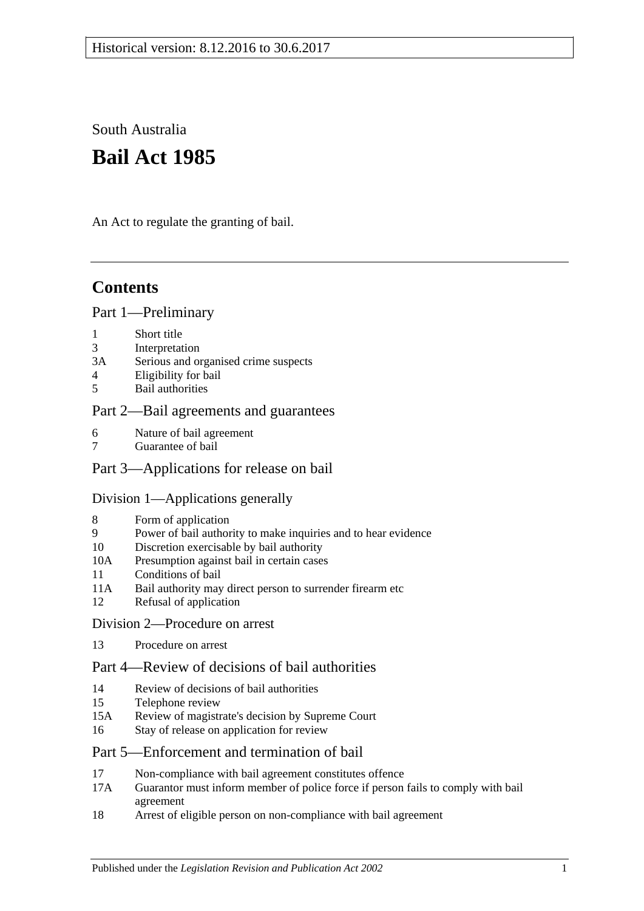Historical version: 8.12.2016 to 30.6.2017

South Australia

# Bail Act 1985

An Act to regulate the granting of bail.

## Contents

### Part 1—Preliminary

1 Short title
3 Interpretation
3A Serious and organised crime suspects
4 Eligibility for bail
5 Bail authorities

### Part 2—Bail agreements and guarantees

6 Nature of bail agreement
7 Guarantee of bail

### Part 3—Applications for release on bail

#### Division 1—Applications generally

8 Form of application
9 Power of bail authority to make inquiries and to hear evidence
10 Discretion exercisable by bail authority
10A Presumption against bail in certain cases
11 Conditions of bail
11A Bail authority may direct person to surrender firearm etc
12 Refusal of application

#### Division 2—Procedure on arrest

13 Procedure on arrest

### Part 4—Review of decisions of bail authorities

14 Review of decisions of bail authorities
15 Telephone review
15A Review of magistrate's decision by Supreme Court
16 Stay of release on application for review

### Part 5—Enforcement and termination of bail

17 Non-compliance with bail agreement constitutes offence
17A Guarantor must inform member of police force if person fails to comply with bail agreement
18 Arrest of eligible person on non-compliance with bail agreement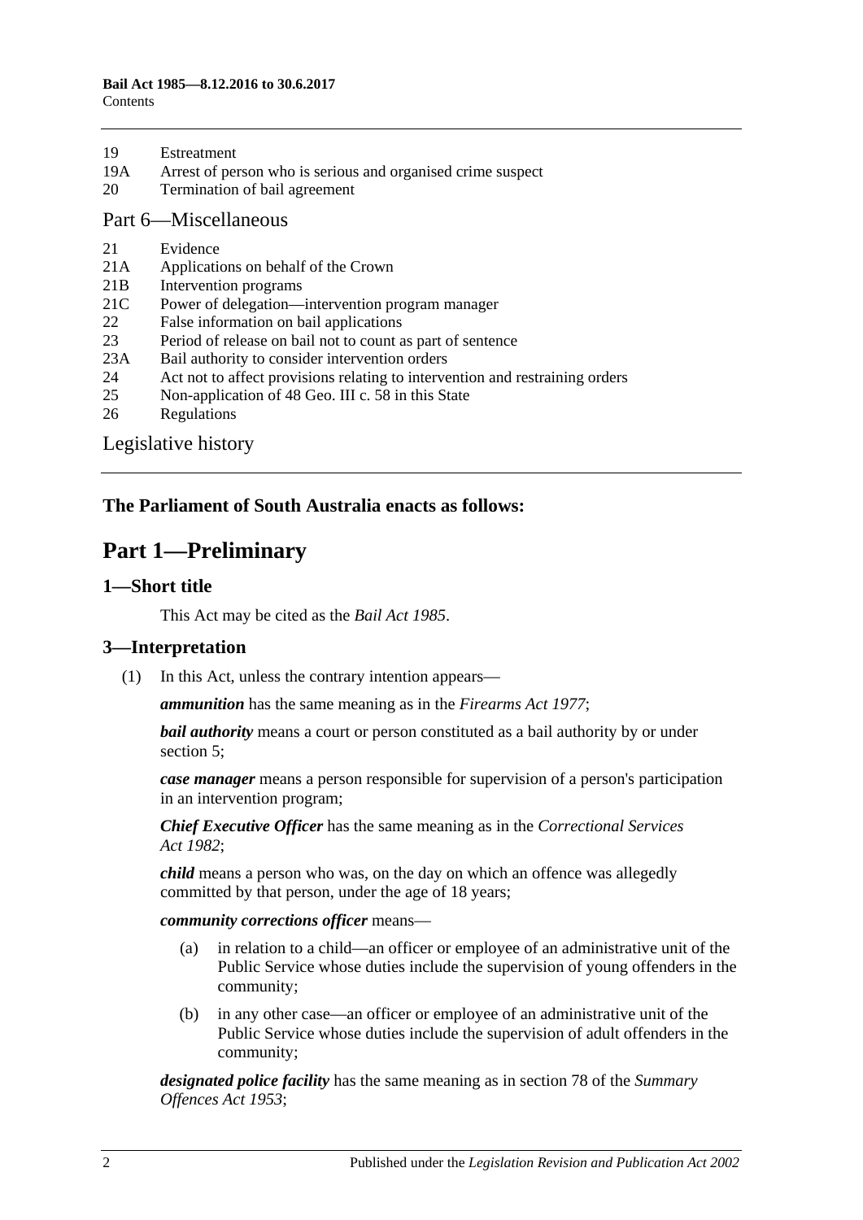19	Estreatment
19A	Arrest of person who is serious and organised crime suspect
20	Termination of bail agreement

Part 6—Miscellaneous

21	Evidence
21A	Applications on behalf of the Crown
21B	Intervention programs
21C	Power of delegation—intervention program manager
22	False information on bail applications
23	Period of release on bail not to count as part of sentence
23A	Bail authority to consider intervention orders
24	Act not to affect provisions relating to intervention and restraining orders
25	Non-application of 48 Geo. III c. 58 in this State
26	Regulations

Legislative history

**The Parliament of South Australia enacts as follows:**

# Part 1—Preliminary

## 1—Short title

This Act may be cited as the *Bail Act 1985*.

## 3—Interpretation

(1) In this Act, unless the contrary intention appears—

***ammunition*** has the same meaning as in the *Firearms Act 1977*;

***bail authority*** means a court or person constituted as a bail authority by or under section 5;

***case manager*** means a person responsible for supervision of a person's participation in an intervention program;

***Chief Executive Officer*** has the same meaning as in the *Correctional Services Act 1982*;

***child*** means a person who was, on the day on which an offence was allegedly committed by that person, under the age of 18 years;

***community corrections officer*** means—

(a) in relation to a child—an officer or employee of an administrative unit of the Public Service whose duties include the supervision of young offenders in the community;

(b) in any other case—an officer or employee of an administrative unit of the Public Service whose duties include the supervision of adult offenders in the community;

***designated police facility*** has the same meaning as in section 78 of the *Summary Offences Act 1953*;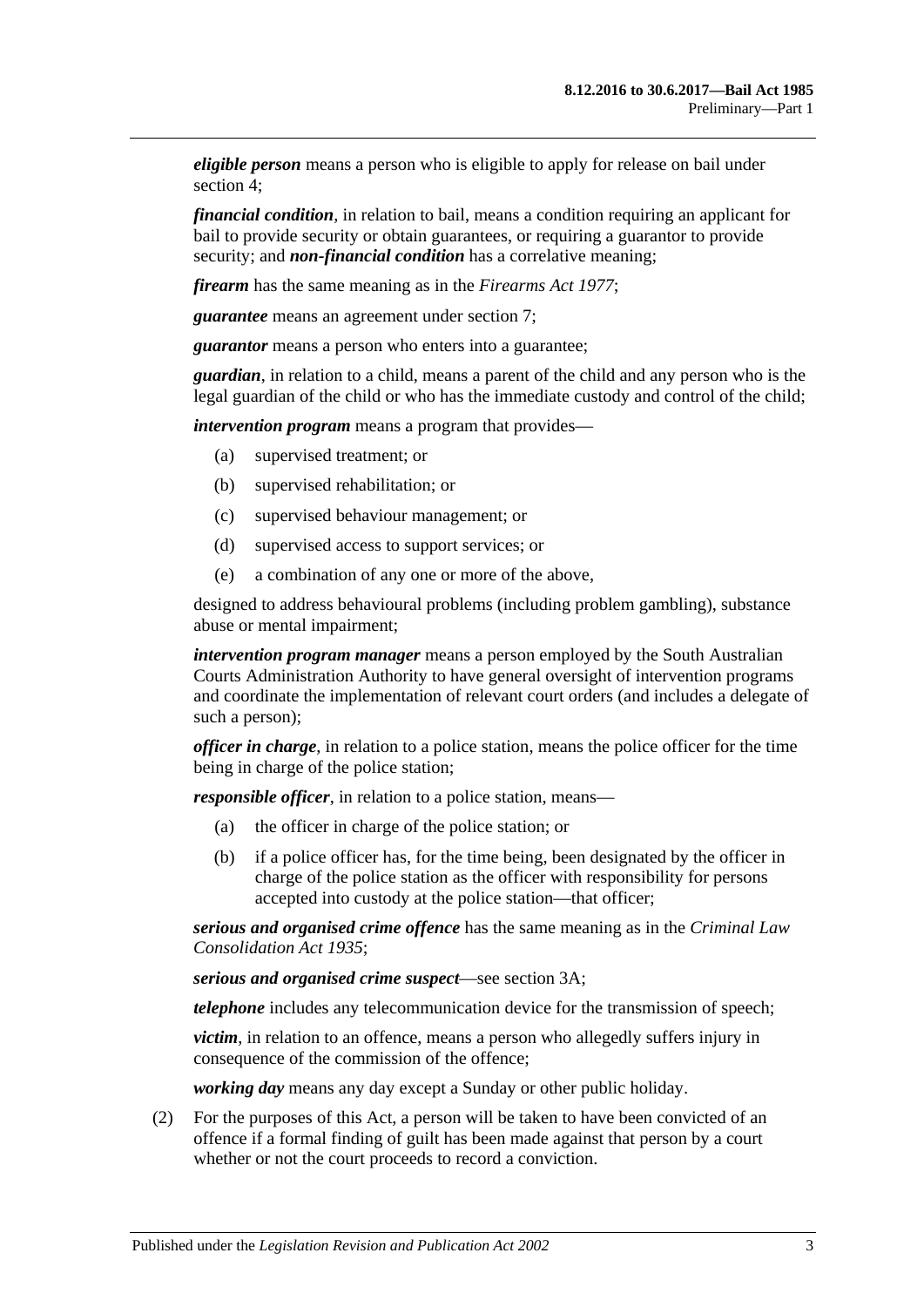***eligible person*** means a person who is eligible to apply for release on bail under section 4;

***financial condition***, in relation to bail, means a condition requiring an applicant for bail to provide security or obtain guarantees, or requiring a guarantor to provide security; and ***non-financial condition*** has a correlative meaning;

***firearm*** has the same meaning as in the *Firearms Act 1977*;

***guarantee*** means an agreement under section 7;

***guarantor*** means a person who enters into a guarantee;

***guardian***, in relation to a child, means a parent of the child and any person who is the legal guardian of the child or who has the immediate custody and control of the child;

***intervention program*** means a program that provides—

(a) supervised treatment; or

(b) supervised rehabilitation; or

(c) supervised behaviour management; or

(d) supervised access to support services; or

(e) a combination of any one or more of the above,

designed to address behavioural problems (including problem gambling), substance abuse or mental impairment;

***intervention program manager*** means a person employed by the South Australian Courts Administration Authority to have general oversight of intervention programs and coordinate the implementation of relevant court orders (and includes a delegate of such a person);

***officer in charge***, in relation to a police station, means the police officer for the time being in charge of the police station;

***responsible officer***, in relation to a police station, means—

(a) the officer in charge of the police station; or

(b) if a police officer has, for the time being, been designated by the officer in charge of the police station as the officer with responsibility for persons accepted into custody at the police station—that officer;

***serious and organised crime offence*** has the same meaning as in the *Criminal Law Consolidation Act 1935*;

***serious and organised crime suspect***—see section 3A;

***telephone*** includes any telecommunication device for the transmission of speech;

***victim***, in relation to an offence, means a person who allegedly suffers injury in consequence of the commission of the offence;

***working day*** means any day except a Sunday or other public holiday.

(2) For the purposes of this Act, a person will be taken to have been convicted of an offence if a formal finding of guilt has been made against that person by a court whether or not the court proceeds to record a conviction.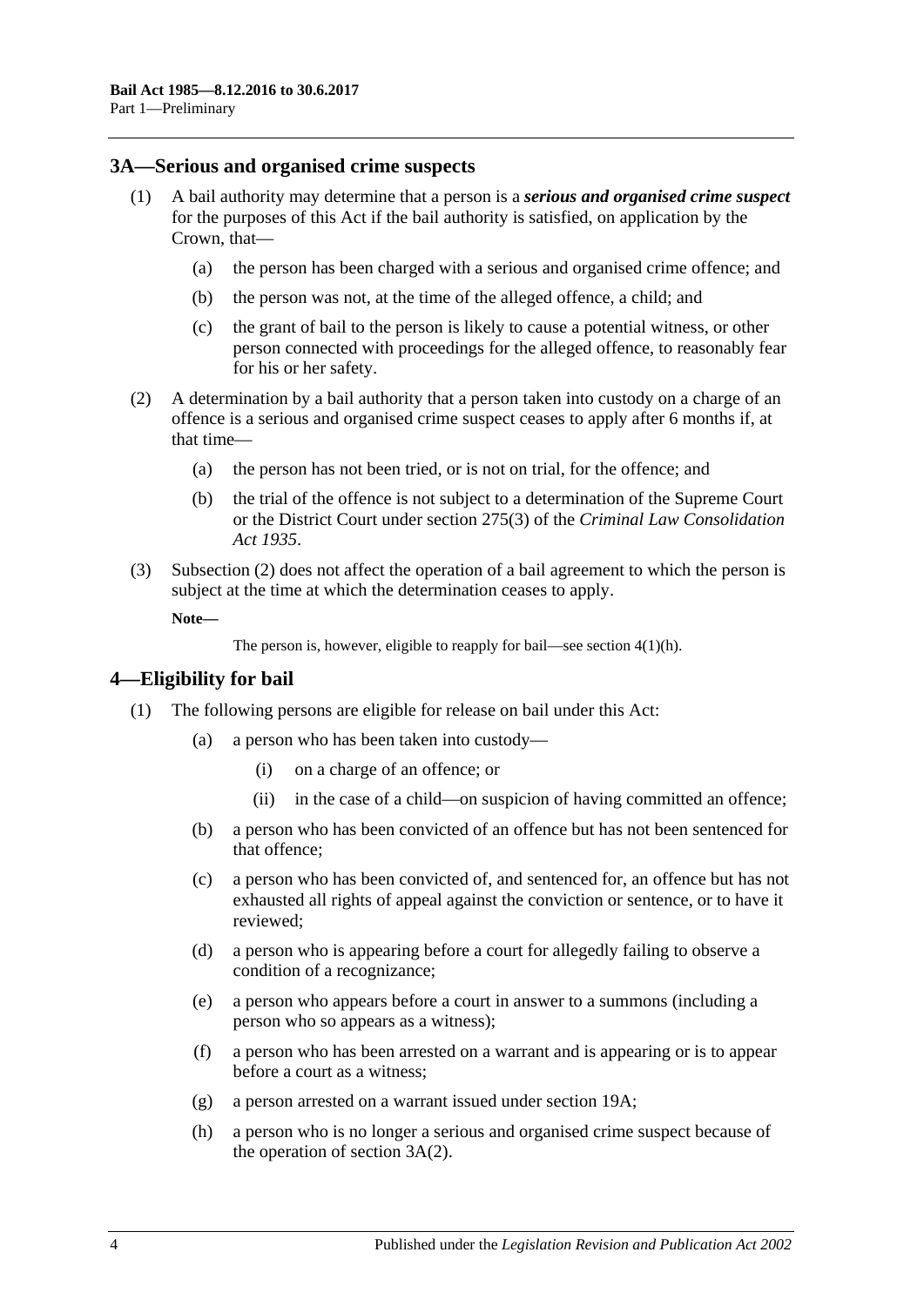## 3A—Serious and organised crime suspects

(1) A bail authority may determine that a person is a ***serious and organised crime suspect*** for the purposes of this Act if the bail authority is satisfied, on application by the Crown, that—

- (a) the person has been charged with a serious and organised crime offence; and
- (b) the person was not, at the time of the alleged offence, a child; and
- (c) the grant of bail to the person is likely to cause a potential witness, or other person connected with proceedings for the alleged offence, to reasonably fear for his or her safety.

(2) A determination by a bail authority that a person taken into custody on a charge of an offence is a serious and organised crime suspect ceases to apply after 6 months if, at that time—

- (a) the person has not been tried, or is not on trial, for the offence; and
- (b) the trial of the offence is not subject to a determination of the Supreme Court or the District Court under section 275(3) of the *Criminal Law Consolidation Act 1935*.

(3) Subsection (2) does not affect the operation of a bail agreement to which the person is subject at the time at which the determination ceases to apply.

**Note—**

The person is, however, eligible to reapply for bail—see section 4(1)(h).

## 4—Eligibility for bail

(1) The following persons are eligible for release on bail under this Act:

- (a) a person who has been taken into custody—
  - (i) on a charge of an offence; or
  - (ii) in the case of a child—on suspicion of having committed an offence;
- (b) a person who has been convicted of an offence but has not been sentenced for that offence;
- (c) a person who has been convicted of, and sentenced for, an offence but has not exhausted all rights of appeal against the conviction or sentence, or to have it reviewed;
- (d) a person who is appearing before a court for allegedly failing to observe a condition of a recognizance;
- (e) a person who appears before a court in answer to a summons (including a person who so appears as a witness);
- (f) a person who has been arrested on a warrant and is appearing or is to appear before a court as a witness;
- (g) a person arrested on a warrant issued under section 19A;
- (h) a person who is no longer a serious and organised crime suspect because of the operation of section 3A(2).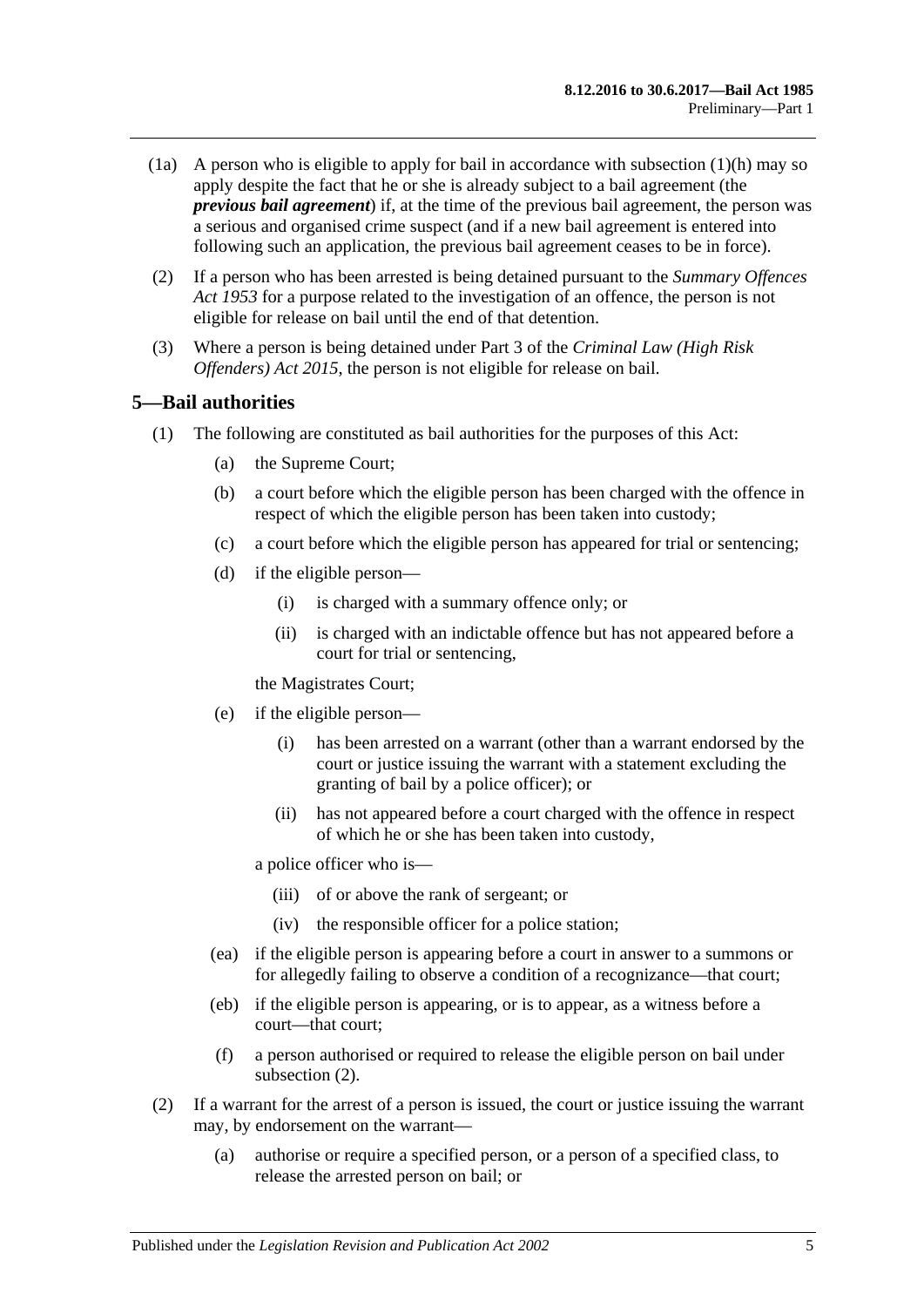(1a) A person who is eligible to apply for bail in accordance with subsection (1)(h) may so apply despite the fact that he or she is already subject to a bail agreement (the ***previous bail agreement***) if, at the time of the previous bail agreement, the person was a serious and organised crime suspect (and if a new bail agreement is entered into following such an application, the previous bail agreement ceases to be in force).

(2) If a person who has been arrested is being detained pursuant to the *Summary Offences Act 1953* for a purpose related to the investigation of an offence, the person is not eligible for release on bail until the end of that detention.

(3) Where a person is being detained under Part 3 of the *Criminal Law (High Risk Offenders) Act 2015*, the person is not eligible for release on bail.

## 5—Bail authorities

(1) The following are constituted as bail authorities for the purposes of this Act:

- (a) the Supreme Court;
- (b) a court before which the eligible person has been charged with the offence in respect of which the eligible person has been taken into custody;
- (c) a court before which the eligible person has appeared for trial or sentencing;
- (d) if the eligible person—
  - (i) is charged with a summary offence only; or
  - (ii) is charged with an indictable offence but has not appeared before a court for trial or sentencing,

  the Magistrates Court;
- (e) if the eligible person—
  - (i) has been arrested on a warrant (other than a warrant endorsed by the court or justice issuing the warrant with a statement excluding the granting of bail by a police officer); or
  - (ii) has not appeared before a court charged with the offence in respect of which he or she has been taken into custody,

  a police officer who is—
  - (iii) of or above the rank of sergeant; or
  - (iv) the responsible officer for a police station;
- (ea) if the eligible person is appearing before a court in answer to a summons or for allegedly failing to observe a condition of a recognizance—that court;
- (eb) if the eligible person is appearing, or is to appear, as a witness before a court—that court;
- (f) a person authorised or required to release the eligible person on bail under subsection (2).

(2) If a warrant for the arrest of a person is issued, the court or justice issuing the warrant may, by endorsement on the warrant—

- (a) authorise or require a specified person, or a person of a specified class, to release the arrested person on bail; or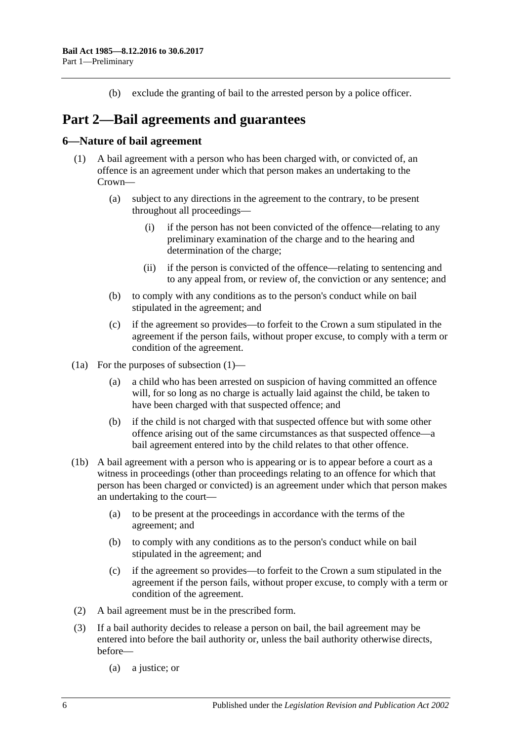(b) exclude the granting of bail to the arrested person by a police officer.

# Part 2—Bail agreements and guarantees

## 6—Nature of bail agreement

(1) A bail agreement with a person who has been charged with, or convicted of, an offence is an agreement under which that person makes an undertaking to the Crown—

(a) subject to any directions in the agreement to the contrary, to be present throughout all proceedings—

(i) if the person has not been convicted of the offence—relating to any preliminary examination of the charge and to the hearing and determination of the charge;

(ii) if the person is convicted of the offence—relating to sentencing and to any appeal from, or review of, the conviction or any sentence; and

(b) to comply with any conditions as to the person's conduct while on bail stipulated in the agreement; and

(c) if the agreement so provides—to forfeit to the Crown a sum stipulated in the agreement if the person fails, without proper excuse, to comply with a term or condition of the agreement.

(1a) For the purposes of subsection (1)—

(a) a child who has been arrested on suspicion of having committed an offence will, for so long as no charge is actually laid against the child, be taken to have been charged with that suspected offence; and

(b) if the child is not charged with that suspected offence but with some other offence arising out of the same circumstances as that suspected offence—a bail agreement entered into by the child relates to that other offence.

(1b) A bail agreement with a person who is appearing or is to appear before a court as a witness in proceedings (other than proceedings relating to an offence for which that person has been charged or convicted) is an agreement under which that person makes an undertaking to the court—

(a) to be present at the proceedings in accordance with the terms of the agreement; and

(b) to comply with any conditions as to the person's conduct while on bail stipulated in the agreement; and

(c) if the agreement so provides—to forfeit to the Crown a sum stipulated in the agreement if the person fails, without proper excuse, to comply with a term or condition of the agreement.

(2) A bail agreement must be in the prescribed form.

(3) If a bail authority decides to release a person on bail, the bail agreement may be entered into before the bail authority or, unless the bail authority otherwise directs, before—

(a) a justice; or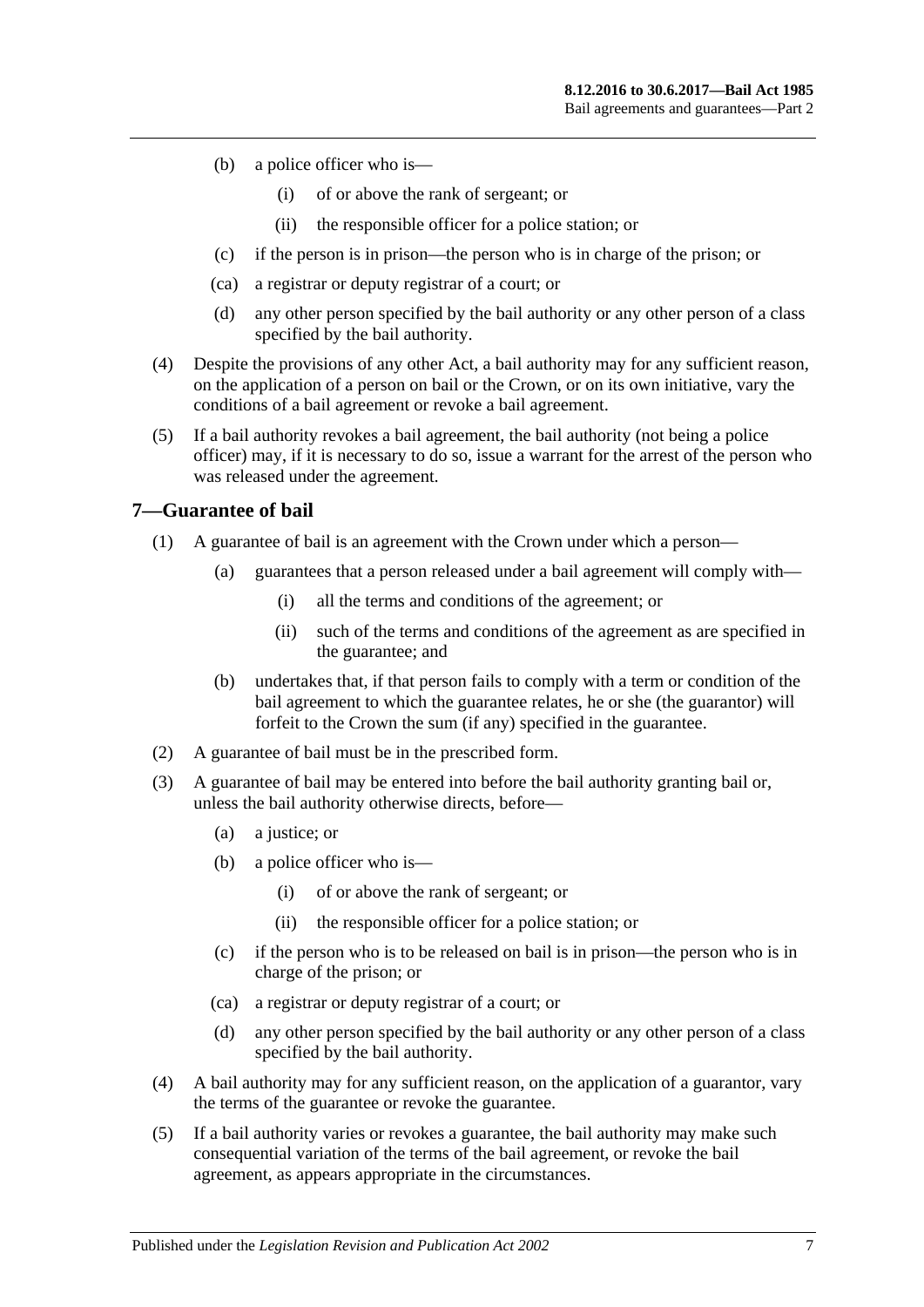(b) a police officer who is—

(i) of or above the rank of sergeant; or

(ii) the responsible officer for a police station; or

(c) if the person is in prison—the person who is in charge of the prison; or

(ca) a registrar or deputy registrar of a court; or

(d) any other person specified by the bail authority or any other person of a class specified by the bail authority.

(4) Despite the provisions of any other Act, a bail authority may for any sufficient reason, on the application of a person on bail or the Crown, or on its own initiative, vary the conditions of a bail agreement or revoke a bail agreement.

(5) If a bail authority revokes a bail agreement, the bail authority (not being a police officer) may, if it is necessary to do so, issue a warrant for the arrest of the person who was released under the agreement.

## 7—Guarantee of bail

(1) A guarantee of bail is an agreement with the Crown under which a person—

(a) guarantees that a person released under a bail agreement will comply with—

(i) all the terms and conditions of the agreement; or

(ii) such of the terms and conditions of the agreement as are specified in the guarantee; and

(b) undertakes that, if that person fails to comply with a term or condition of the bail agreement to which the guarantee relates, he or she (the guarantor) will forfeit to the Crown the sum (if any) specified in the guarantee.

(2) A guarantee of bail must be in the prescribed form.

(3) A guarantee of bail may be entered into before the bail authority granting bail or, unless the bail authority otherwise directs, before—

(a) a justice; or

(b) a police officer who is—

(i) of or above the rank of sergeant; or

(ii) the responsible officer for a police station; or

(c) if the person who is to be released on bail is in prison—the person who is in charge of the prison; or

(ca) a registrar or deputy registrar of a court; or

(d) any other person specified by the bail authority or any other person of a class specified by the bail authority.

(4) A bail authority may for any sufficient reason, on the application of a guarantor, vary the terms of the guarantee or revoke the guarantee.

(5) If a bail authority varies or revokes a guarantee, the bail authority may make such consequential variation of the terms of the bail agreement, or revoke the bail agreement, as appears appropriate in the circumstances.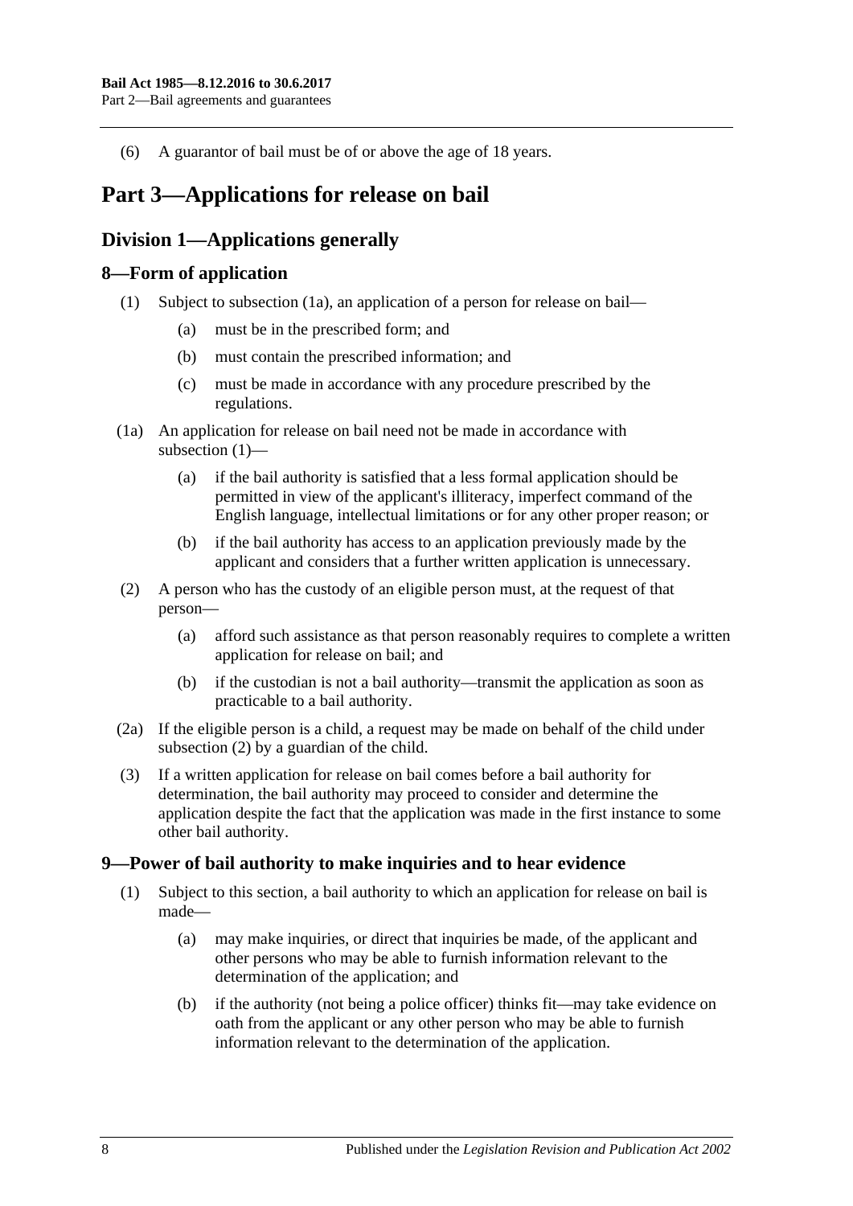(6) A guarantor of bail must be of or above the age of 18 years.

# Part 3—Applications for release on bail

## Division 1—Applications generally

### 8—Form of application

(1) Subject to subsection (1a), an application of a person for release on bail—

(a) must be in the prescribed form; and

(b) must contain the prescribed information; and

(c) must be made in accordance with any procedure prescribed by the regulations.

(1a) An application for release on bail need not be made in accordance with subsection (1)—

(a) if the bail authority is satisfied that a less formal application should be permitted in view of the applicant's illiteracy, imperfect command of the English language, intellectual limitations or for any other proper reason; or

(b) if the bail authority has access to an application previously made by the applicant and considers that a further written application is unnecessary.

(2) A person who has the custody of an eligible person must, at the request of that person—

(a) afford such assistance as that person reasonably requires to complete a written application for release on bail; and

(b) if the custodian is not a bail authority—transmit the application as soon as practicable to a bail authority.

(2a) If the eligible person is a child, a request may be made on behalf of the child under subsection (2) by a guardian of the child.

(3) If a written application for release on bail comes before a bail authority for determination, the bail authority may proceed to consider and determine the application despite the fact that the application was made in the first instance to some other bail authority.

### 9—Power of bail authority to make inquiries and to hear evidence

(1) Subject to this section, a bail authority to which an application for release on bail is made—

(a) may make inquiries, or direct that inquiries be made, of the applicant and other persons who may be able to furnish information relevant to the determination of the application; and

(b) if the authority (not being a police officer) thinks fit—may take evidence on oath from the applicant or any other person who may be able to furnish information relevant to the determination of the application.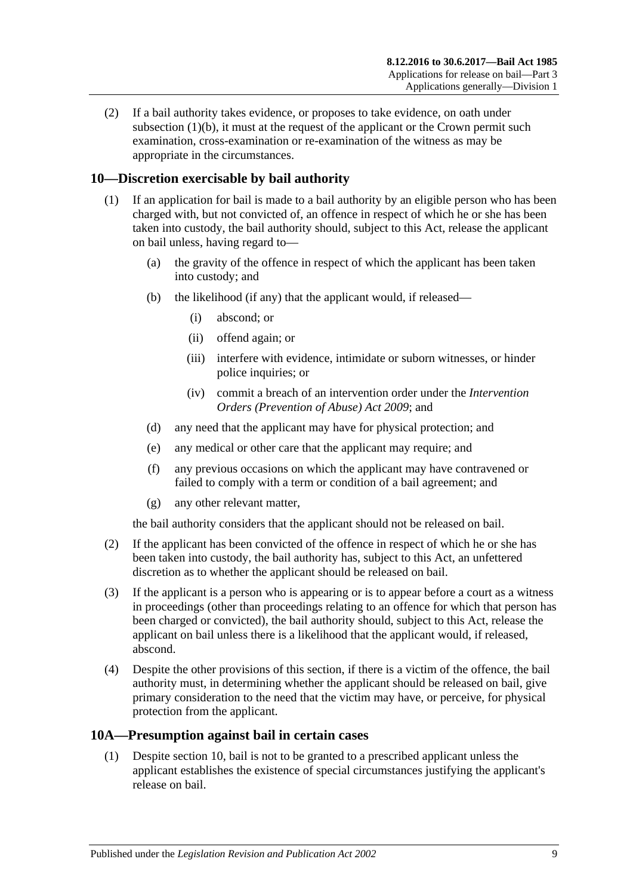(2) If a bail authority takes evidence, or proposes to take evidence, on oath under subsection (1)(b), it must at the request of the applicant or the Crown permit such examination, cross-examination or re-examination of the witness as may be appropriate in the circumstances.

## 10—Discretion exercisable by bail authority

(1) If an application for bail is made to a bail authority by an eligible person who has been charged with, but not convicted of, an offence in respect of which he or she has been taken into custody, the bail authority should, subject to this Act, release the applicant on bail unless, having regard to—

(a) the gravity of the offence in respect of which the applicant has been taken into custody; and

(b) the likelihood (if any) that the applicant would, if released—

(i) abscond; or

(ii) offend again; or

(iii) interfere with evidence, intimidate or suborn witnesses, or hinder police inquiries; or

(iv) commit a breach of an intervention order under the *Intervention Orders (Prevention of Abuse) Act 2009*; and

(d) any need that the applicant may have for physical protection; and

(e) any medical or other care that the applicant may require; and

(f) any previous occasions on which the applicant may have contravened or failed to comply with a term or condition of a bail agreement; and

(g) any other relevant matter,

the bail authority considers that the applicant should not be released on bail.

(2) If the applicant has been convicted of the offence in respect of which he or she has been taken into custody, the bail authority has, subject to this Act, an unfettered discretion as to whether the applicant should be released on bail.

(3) If the applicant is a person who is appearing or is to appear before a court as a witness in proceedings (other than proceedings relating to an offence for which that person has been charged or convicted), the bail authority should, subject to this Act, release the applicant on bail unless there is a likelihood that the applicant would, if released, abscond.

(4) Despite the other provisions of this section, if there is a victim of the offence, the bail authority must, in determining whether the applicant should be released on bail, give primary consideration to the need that the victim may have, or perceive, for physical protection from the applicant.

## 10A—Presumption against bail in certain cases

(1) Despite section 10, bail is not to be granted to a prescribed applicant unless the applicant establishes the existence of special circumstances justifying the applicant's release on bail.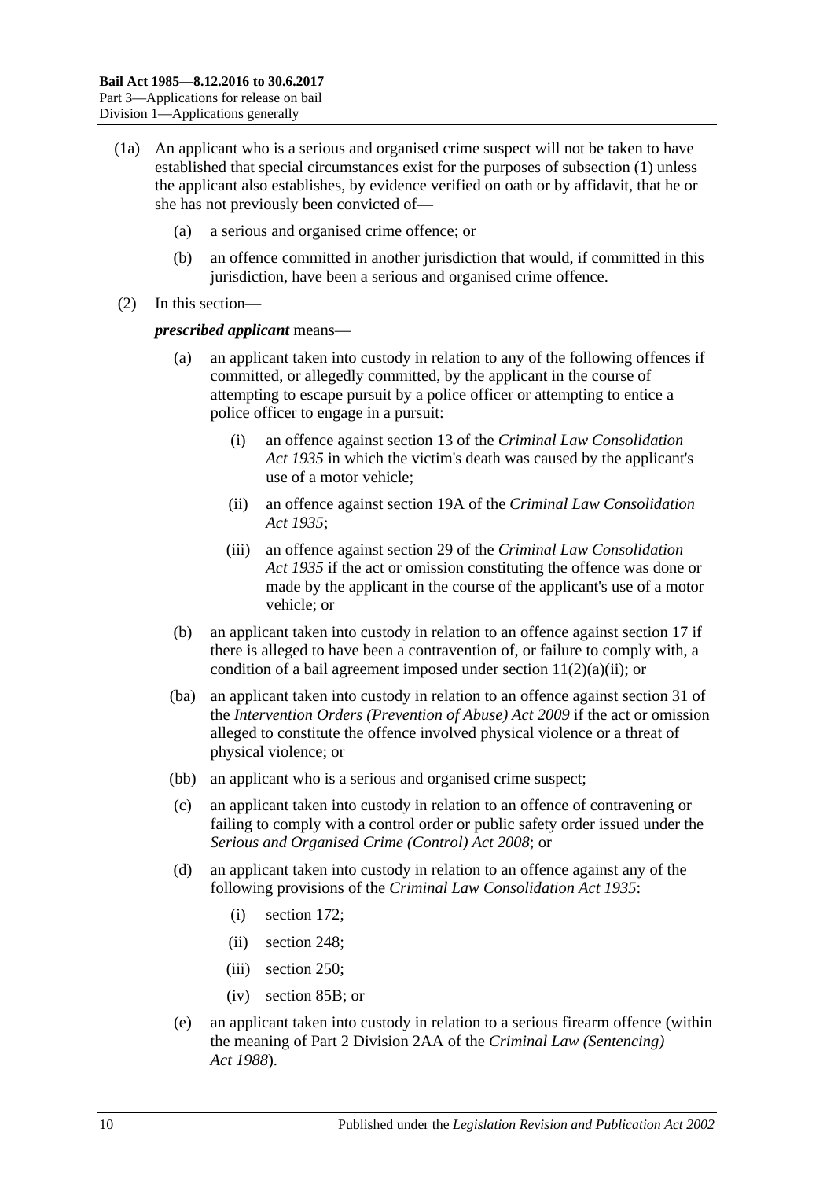(1a) An applicant who is a serious and organised crime suspect will not be taken to have established that special circumstances exist for the purposes of subsection (1) unless the applicant also establishes, by evidence verified on oath or by affidavit, that he or she has not previously been convicted of—

- (a) a serious and organised crime offence; or
- (b) an offence committed in another jurisdiction that would, if committed in this jurisdiction, have been a serious and organised crime offence.

(2) In this section—

***prescribed applicant*** means—

- (a) an applicant taken into custody in relation to any of the following offences if committed, or allegedly committed, by the applicant in the course of attempting to escape pursuit by a police officer or attempting to entice a police officer to engage in a pursuit:
  - (i) an offence against section 13 of the *Criminal Law Consolidation Act 1935* in which the victim's death was caused by the applicant's use of a motor vehicle;
  - (ii) an offence against section 19A of the *Criminal Law Consolidation Act 1935*;
  - (iii) an offence against section 29 of the *Criminal Law Consolidation Act 1935* if the act or omission constituting the offence was done or made by the applicant in the course of the applicant's use of a motor vehicle; or
- (b) an applicant taken into custody in relation to an offence against section 17 if there is alleged to have been a contravention of, or failure to comply with, a condition of a bail agreement imposed under section 11(2)(a)(ii); or
- (ba) an applicant taken into custody in relation to an offence against section 31 of the *Intervention Orders (Prevention of Abuse) Act 2009* if the act or omission alleged to constitute the offence involved physical violence or a threat of physical violence; or
- (bb) an applicant who is a serious and organised crime suspect;
- (c) an applicant taken into custody in relation to an offence of contravening or failing to comply with a control order or public safety order issued under the *Serious and Organised Crime (Control) Act 2008*; or
- (d) an applicant taken into custody in relation to an offence against any of the following provisions of the *Criminal Law Consolidation Act 1935*:
  - (i) section 172;
  - (ii) section 248;
  - (iii) section 250;
  - (iv) section 85B; or
- (e) an applicant taken into custody in relation to a serious firearm offence (within the meaning of Part 2 Division 2AA of the *Criminal Law (Sentencing) Act 1988*).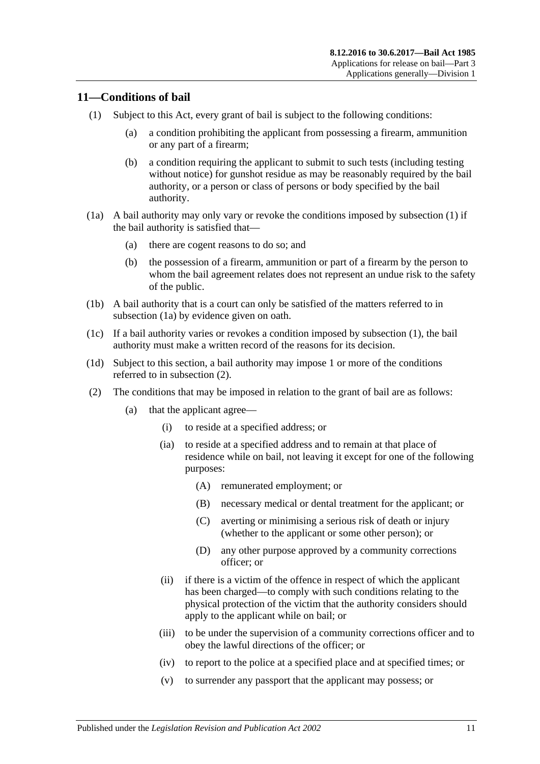## 11—Conditions of bail

(1) Subject to this Act, every grant of bail is subject to the following conditions:

(a) a condition prohibiting the applicant from possessing a firearm, ammunition or any part of a firearm;

(b) a condition requiring the applicant to submit to such tests (including testing without notice) for gunshot residue as may be reasonably required by the bail authority, or a person or class of persons or body specified by the bail authority.

(1a) A bail authority may only vary or revoke the conditions imposed by subsection (1) if the bail authority is satisfied that—

(a) there are cogent reasons to do so; and

(b) the possession of a firearm, ammunition or part of a firearm by the person to whom the bail agreement relates does not represent an undue risk to the safety of the public.

(1b) A bail authority that is a court can only be satisfied of the matters referred to in subsection (1a) by evidence given on oath.

(1c) If a bail authority varies or revokes a condition imposed by subsection (1), the bail authority must make a written record of the reasons for its decision.

(1d) Subject to this section, a bail authority may impose 1 or more of the conditions referred to in subsection (2).

(2) The conditions that may be imposed in relation to the grant of bail are as follows:

(a) that the applicant agree—

(i) to reside at a specified address; or

(ia) to reside at a specified address and to remain at that place of residence while on bail, not leaving it except for one of the following purposes:

(A) remunerated employment; or

(B) necessary medical or dental treatment for the applicant; or

(C) averting or minimising a serious risk of death or injury (whether to the applicant or some other person); or

(D) any other purpose approved by a community corrections officer; or

(ii) if there is a victim of the offence in respect of which the applicant has been charged—to comply with such conditions relating to the physical protection of the victim that the authority considers should apply to the applicant while on bail; or

(iii) to be under the supervision of a community corrections officer and to obey the lawful directions of the officer; or

(iv) to report to the police at a specified place and at specified times; or

(v) to surrender any passport that the applicant may possess; or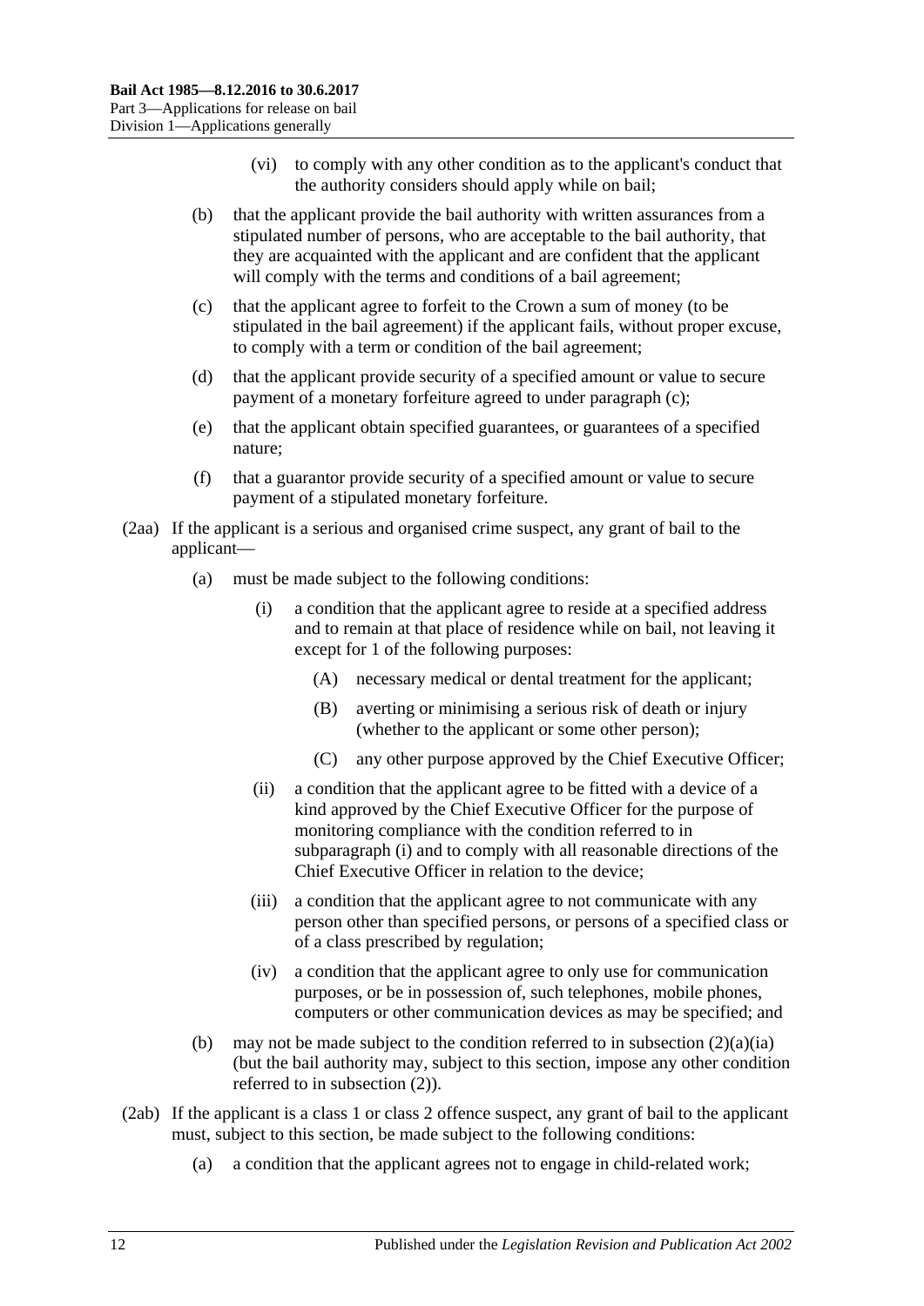(vi) to comply with any other condition as to the applicant's conduct that the authority considers should apply while on bail;

(b) that the applicant provide the bail authority with written assurances from a stipulated number of persons, who are acceptable to the bail authority, that they are acquainted with the applicant and are confident that the applicant will comply with the terms and conditions of a bail agreement;

(c) that the applicant agree to forfeit to the Crown a sum of money (to be stipulated in the bail agreement) if the applicant fails, without proper excuse, to comply with a term or condition of the bail agreement;

(d) that the applicant provide security of a specified amount or value to secure payment of a monetary forfeiture agreed to under paragraph (c);

(e) that the applicant obtain specified guarantees, or guarantees of a specified nature;

(f) that a guarantor provide security of a specified amount or value to secure payment of a stipulated monetary forfeiture.

(2aa) If the applicant is a serious and organised crime suspect, any grant of bail to the applicant—

(a) must be made subject to the following conditions:

(i) a condition that the applicant agree to reside at a specified address and to remain at that place of residence while on bail, not leaving it except for 1 of the following purposes:

(A) necessary medical or dental treatment for the applicant;

(B) averting or minimising a serious risk of death or injury (whether to the applicant or some other person);

(C) any other purpose approved by the Chief Executive Officer;

(ii) a condition that the applicant agree to be fitted with a device of a kind approved by the Chief Executive Officer for the purpose of monitoring compliance with the condition referred to in subparagraph (i) and to comply with all reasonable directions of the Chief Executive Officer in relation to the device;

(iii) a condition that the applicant agree to not communicate with any person other than specified persons, or persons of a specified class or of a class prescribed by regulation;

(iv) a condition that the applicant agree to only use for communication purposes, or be in possession of, such telephones, mobile phones, computers or other communication devices as may be specified; and

(b) may not be made subject to the condition referred to in subsection (2)(a)(ia) (but the bail authority may, subject to this section, impose any other condition referred to in subsection (2)).

(2ab) If the applicant is a class 1 or class 2 offence suspect, any grant of bail to the applicant must, subject to this section, be made subject to the following conditions:

(a) a condition that the applicant agrees not to engage in child-related work;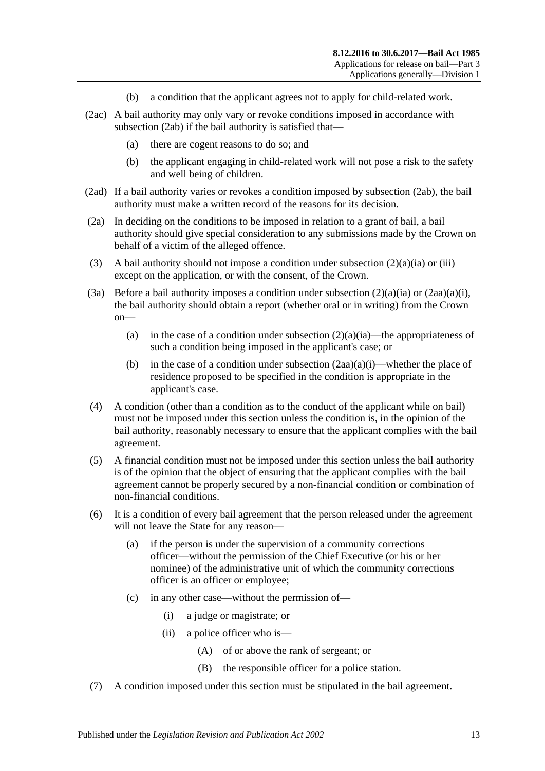(b) a condition that the applicant agrees not to apply for child-related work.

(2ac) A bail authority may only vary or revoke conditions imposed in accordance with subsection (2ab) if the bail authority is satisfied that—

(a) there are cogent reasons to do so; and

(b) the applicant engaging in child-related work will not pose a risk to the safety and well being of children.

(2ad) If a bail authority varies or revokes a condition imposed by subsection (2ab), the bail authority must make a written record of the reasons for its decision.

(2a) In deciding on the conditions to be imposed in relation to a grant of bail, a bail authority should give special consideration to any submissions made by the Crown on behalf of a victim of the alleged offence.

(3) A bail authority should not impose a condition under subsection (2)(a)(ia) or (iii) except on the application, or with the consent, of the Crown.

(3a) Before a bail authority imposes a condition under subsection (2)(a)(ia) or (2aa)(a)(i), the bail authority should obtain a report (whether oral or in writing) from the Crown on—

(a) in the case of a condition under subsection (2)(a)(ia)—the appropriateness of such a condition being imposed in the applicant's case; or

(b) in the case of a condition under subsection (2aa)(a)(i)—whether the place of residence proposed to be specified in the condition is appropriate in the applicant's case.

(4) A condition (other than a condition as to the conduct of the applicant while on bail) must not be imposed under this section unless the condition is, in the opinion of the bail authority, reasonably necessary to ensure that the applicant complies with the bail agreement.

(5) A financial condition must not be imposed under this section unless the bail authority is of the opinion that the object of ensuring that the applicant complies with the bail agreement cannot be properly secured by a non-financial condition or combination of non-financial conditions.

(6) It is a condition of every bail agreement that the person released under the agreement will not leave the State for any reason—

(a) if the person is under the supervision of a community corrections officer—without the permission of the Chief Executive (or his or her nominee) of the administrative unit of which the community corrections officer is an officer or employee;

(c) in any other case—without the permission of—

(i) a judge or magistrate; or

(ii) a police officer who is—

(A) of or above the rank of sergeant; or

(B) the responsible officer for a police station.

(7) A condition imposed under this section must be stipulated in the bail agreement.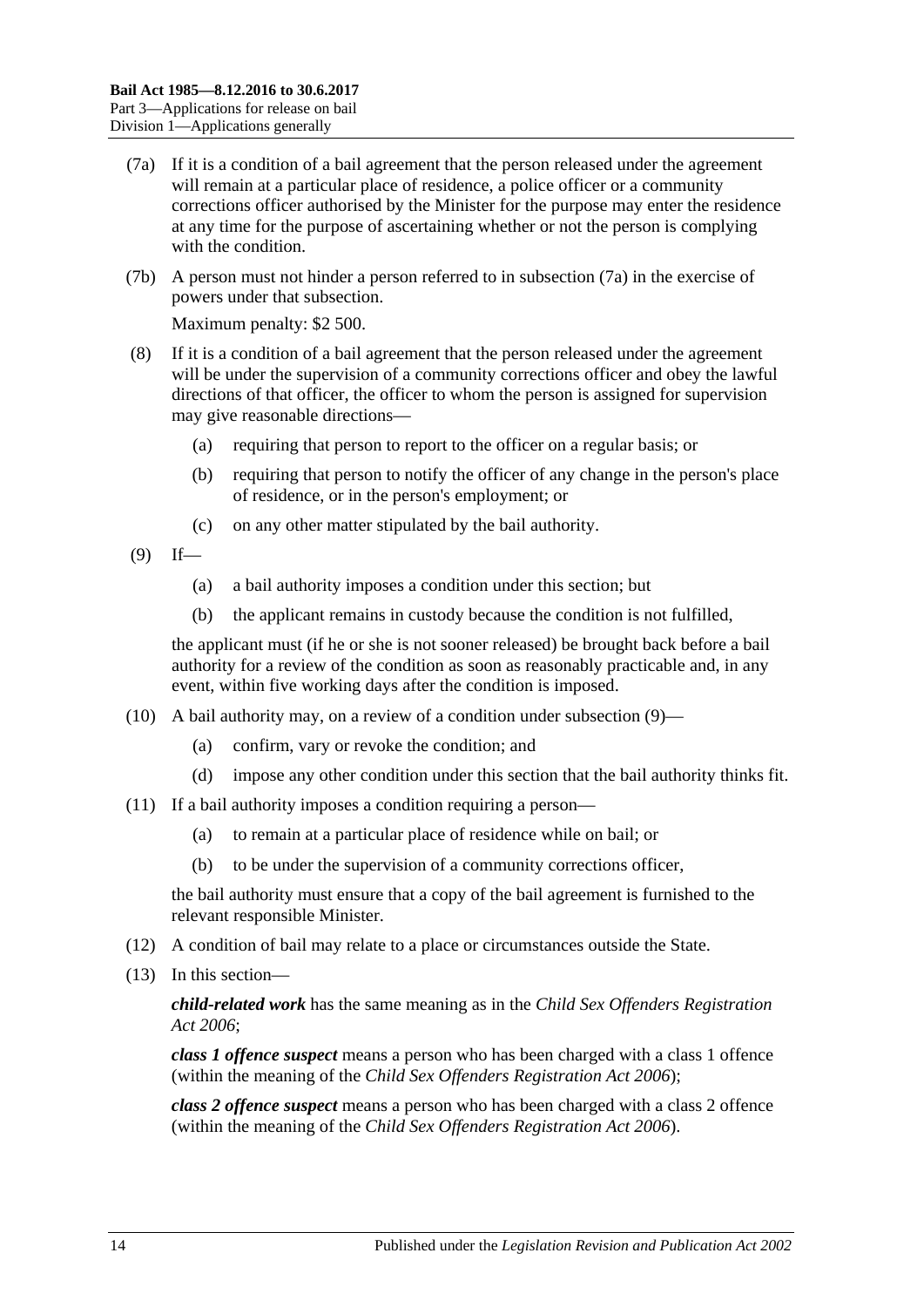(7a) If it is a condition of a bail agreement that the person released under the agreement will remain at a particular place of residence, a police officer or a community corrections officer authorised by the Minister for the purpose may enter the residence at any time for the purpose of ascertaining whether or not the person is complying with the condition.

(7b) A person must not hinder a person referred to in subsection (7a) in the exercise of powers under that subsection.

Maximum penalty: $2 500.

(8) If it is a condition of a bail agreement that the person released under the agreement will be under the supervision of a community corrections officer and obey the lawful directions of that officer, the officer to whom the person is assigned for supervision may give reasonable directions—

(a) requiring that person to report to the officer on a regular basis; or

(b) requiring that person to notify the officer of any change in the person's place of residence, or in the person's employment; or

(c) on any other matter stipulated by the bail authority.

(9) If—

(a) a bail authority imposes a condition under this section; but

(b) the applicant remains in custody because the condition is not fulfilled,

the applicant must (if he or she is not sooner released) be brought back before a bail authority for a review of the condition as soon as reasonably practicable and, in any event, within five working days after the condition is imposed.

(10) A bail authority may, on a review of a condition under subsection (9)—

(a) confirm, vary or revoke the condition; and

(d) impose any other condition under this section that the bail authority thinks fit.

(11) If a bail authority imposes a condition requiring a person—

(a) to remain at a particular place of residence while on bail; or

(b) to be under the supervision of a community corrections officer,

the bail authority must ensure that a copy of the bail agreement is furnished to the relevant responsible Minister.

(12) A condition of bail may relate to a place or circumstances outside the State.

(13) In this section—

***child-related work*** has the same meaning as in the *Child Sex Offenders Registration Act 2006*;

***class 1 offence suspect*** means a person who has been charged with a class 1 offence (within the meaning of the *Child Sex Offenders Registration Act 2006*);

***class 2 offence suspect*** means a person who has been charged with a class 2 offence (within the meaning of the *Child Sex Offenders Registration Act 2006*).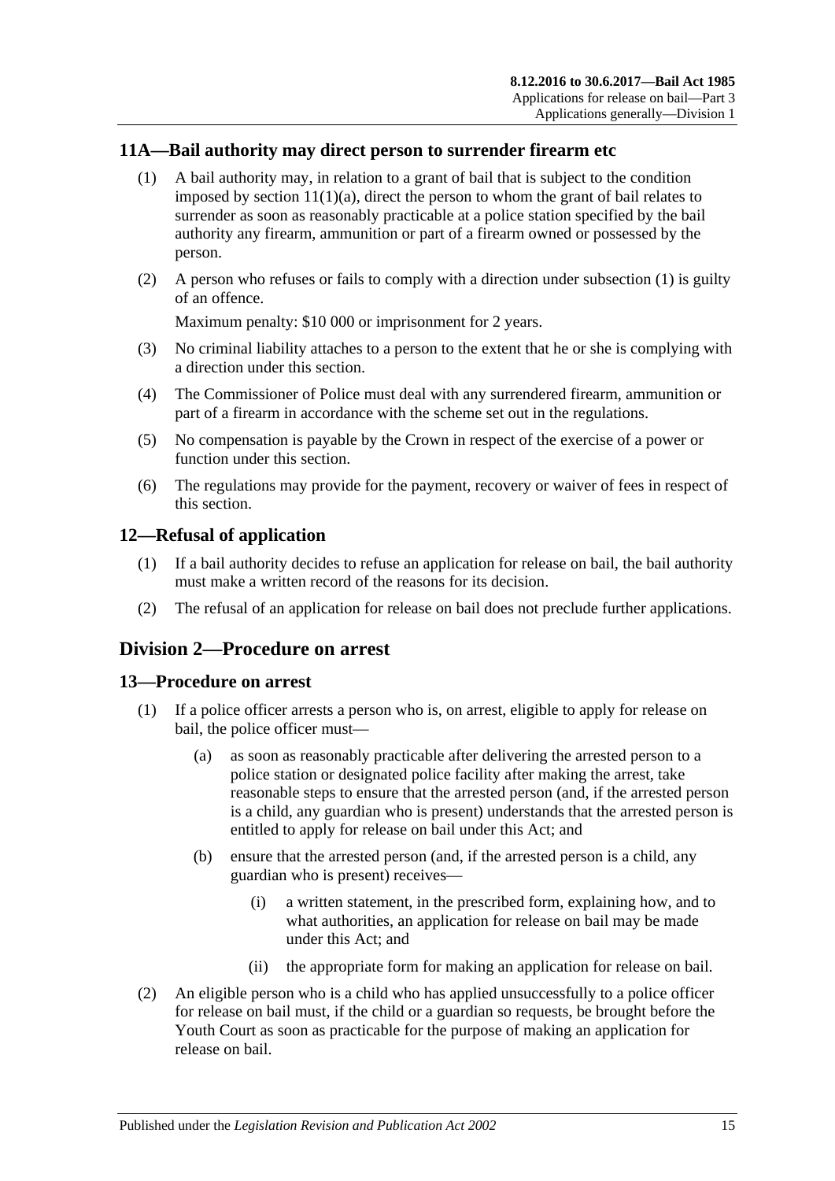### 11A—Bail authority may direct person to surrender firearm etc

(1) A bail authority may, in relation to a grant of bail that is subject to the condition imposed by section 11(1)(a), direct the person to whom the grant of bail relates to surrender as soon as reasonably practicable at a police station specified by the bail authority any firearm, ammunition or part of a firearm owned or possessed by the person.

(2) A person who refuses or fails to comply with a direction under subsection (1) is guilty of an offence.

Maximum penalty: $10 000 or imprisonment for 2 years.

(3) No criminal liability attaches to a person to the extent that he or she is complying with a direction under this section.

(4) The Commissioner of Police must deal with any surrendered firearm, ammunition or part of a firearm in accordance with the scheme set out in the regulations.

(5) No compensation is payable by the Crown in respect of the exercise of a power or function under this section.

(6) The regulations may provide for the payment, recovery or waiver of fees in respect of this section.

### 12—Refusal of application

(1) If a bail authority decides to refuse an application for release on bail, the bail authority must make a written record of the reasons for its decision.

(2) The refusal of an application for release on bail does not preclude further applications.

## Division 2—Procedure on arrest

### 13—Procedure on arrest

(1) If a police officer arrests a person who is, on arrest, eligible to apply for release on bail, the police officer must—

(a) as soon as reasonably practicable after delivering the arrested person to a police station or designated police facility after making the arrest, take reasonable steps to ensure that the arrested person (and, if the arrested person is a child, any guardian who is present) understands that the arrested person is entitled to apply for release on bail under this Act; and

(b) ensure that the arrested person (and, if the arrested person is a child, any guardian who is present) receives—

(i) a written statement, in the prescribed form, explaining how, and to what authorities, an application for release on bail may be made under this Act; and

(ii) the appropriate form for making an application for release on bail.

(2) An eligible person who is a child who has applied unsuccessfully to a police officer for release on bail must, if the child or a guardian so requests, be brought before the Youth Court as soon as practicable for the purpose of making an application for release on bail.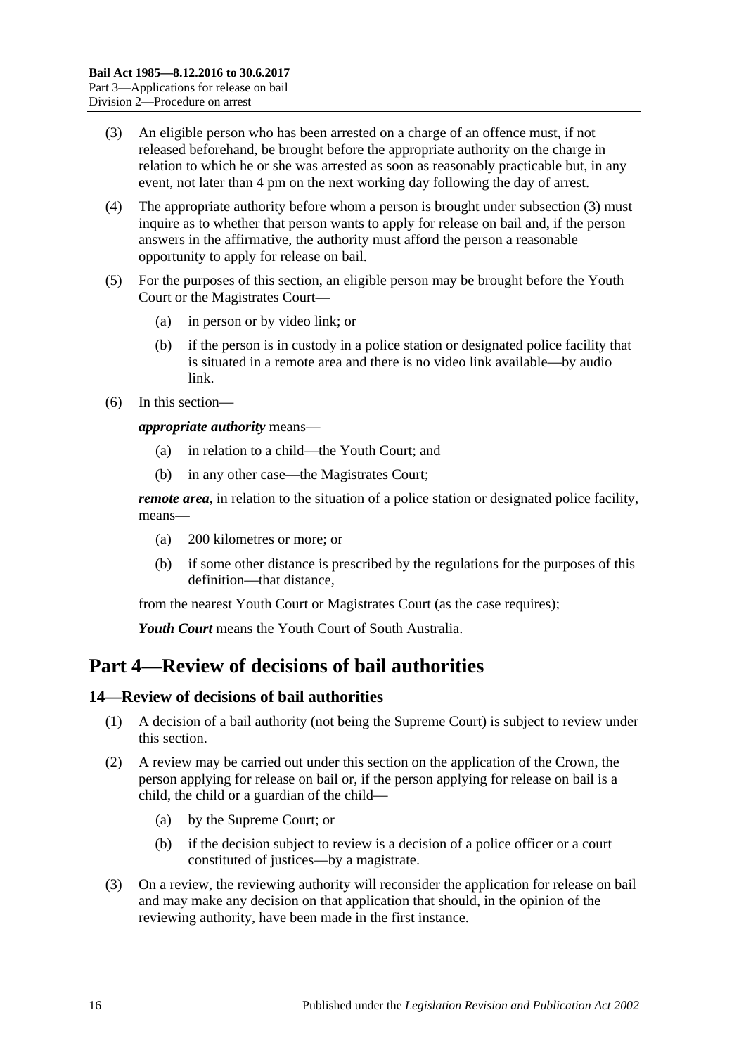(3) An eligible person who has been arrested on a charge of an offence must, if not released beforehand, be brought before the appropriate authority on the charge in relation to which he or she was arrested as soon as reasonably practicable but, in any event, not later than 4 pm on the next working day following the day of arrest.

(4) The appropriate authority before whom a person is brought under subsection (3) must inquire as to whether that person wants to apply for release on bail and, if the person answers in the affirmative, the authority must afford the person a reasonable opportunity to apply for release on bail.

(5) For the purposes of this section, an eligible person may be brought before the Youth Court or the Magistrates Court—

- (a) in person or by video link; or
- (b) if the person is in custody in a police station or designated police facility that is situated in a remote area and there is no video link available—by audio link.

(6) In this section—

***appropriate authority*** means—

- (a) in relation to a child—the Youth Court; and
- (b) in any other case—the Magistrates Court;

***remote area***, in relation to the situation of a police station or designated police facility, means—

- (a) 200 kilometres or more; or
- (b) if some other distance is prescribed by the regulations for the purposes of this definition—that distance,

from the nearest Youth Court or Magistrates Court (as the case requires);

***Youth Court*** means the Youth Court of South Australia.

# Part 4—Review of decisions of bail authorities

## 14—Review of decisions of bail authorities

(1) A decision of a bail authority (not being the Supreme Court) is subject to review under this section.

(2) A review may be carried out under this section on the application of the Crown, the person applying for release on bail or, if the person applying for release on bail is a child, the child or a guardian of the child—

- (a) by the Supreme Court; or
- (b) if the decision subject to review is a decision of a police officer or a court constituted of justices—by a magistrate.

(3) On a review, the reviewing authority will reconsider the application for release on bail and may make any decision on that application that should, in the opinion of the reviewing authority, have been made in the first instance.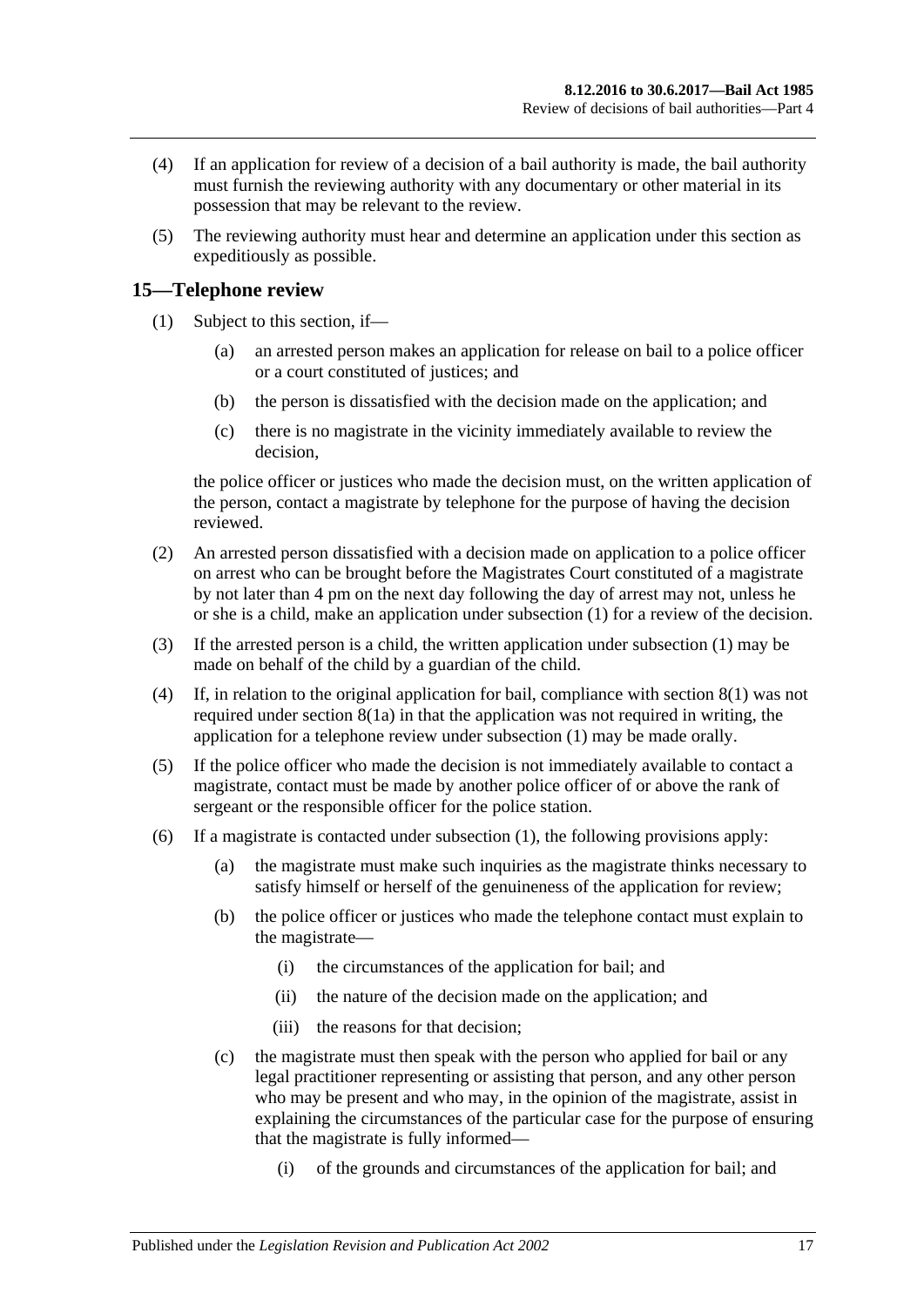(4) If an application for review of a decision of a bail authority is made, the bail authority must furnish the reviewing authority with any documentary or other material in its possession that may be relevant to the review.

(5) The reviewing authority must hear and determine an application under this section as expeditiously as possible.

## 15—Telephone review

(1) Subject to this section, if—

(a) an arrested person makes an application for release on bail to a police officer or a court constituted of justices; and

(b) the person is dissatisfied with the decision made on the application; and

(c) there is no magistrate in the vicinity immediately available to review the decision,

the police officer or justices who made the decision must, on the written application of the person, contact a magistrate by telephone for the purpose of having the decision reviewed.

(2) An arrested person dissatisfied with a decision made on application to a police officer on arrest who can be brought before the Magistrates Court constituted of a magistrate by not later than 4 pm on the next day following the day of arrest may not, unless he or she is a child, make an application under subsection (1) for a review of the decision.

(3) If the arrested person is a child, the written application under subsection (1) may be made on behalf of the child by a guardian of the child.

(4) If, in relation to the original application for bail, compliance with section 8(1) was not required under section 8(1a) in that the application was not required in writing, the application for a telephone review under subsection (1) may be made orally.

(5) If the police officer who made the decision is not immediately available to contact a magistrate, contact must be made by another police officer of or above the rank of sergeant or the responsible officer for the police station.

(6) If a magistrate is contacted under subsection (1), the following provisions apply:

(a) the magistrate must make such inquiries as the magistrate thinks necessary to satisfy himself or herself of the genuineness of the application for review;

(b) the police officer or justices who made the telephone contact must explain to the magistrate—

(i) the circumstances of the application for bail; and

(ii) the nature of the decision made on the application; and

(iii) the reasons for that decision;

(c) the magistrate must then speak with the person who applied for bail or any legal practitioner representing or assisting that person, and any other person who may be present and who may, in the opinion of the magistrate, assist in explaining the circumstances of the particular case for the purpose of ensuring that the magistrate is fully informed—

(i) of the grounds and circumstances of the application for bail; and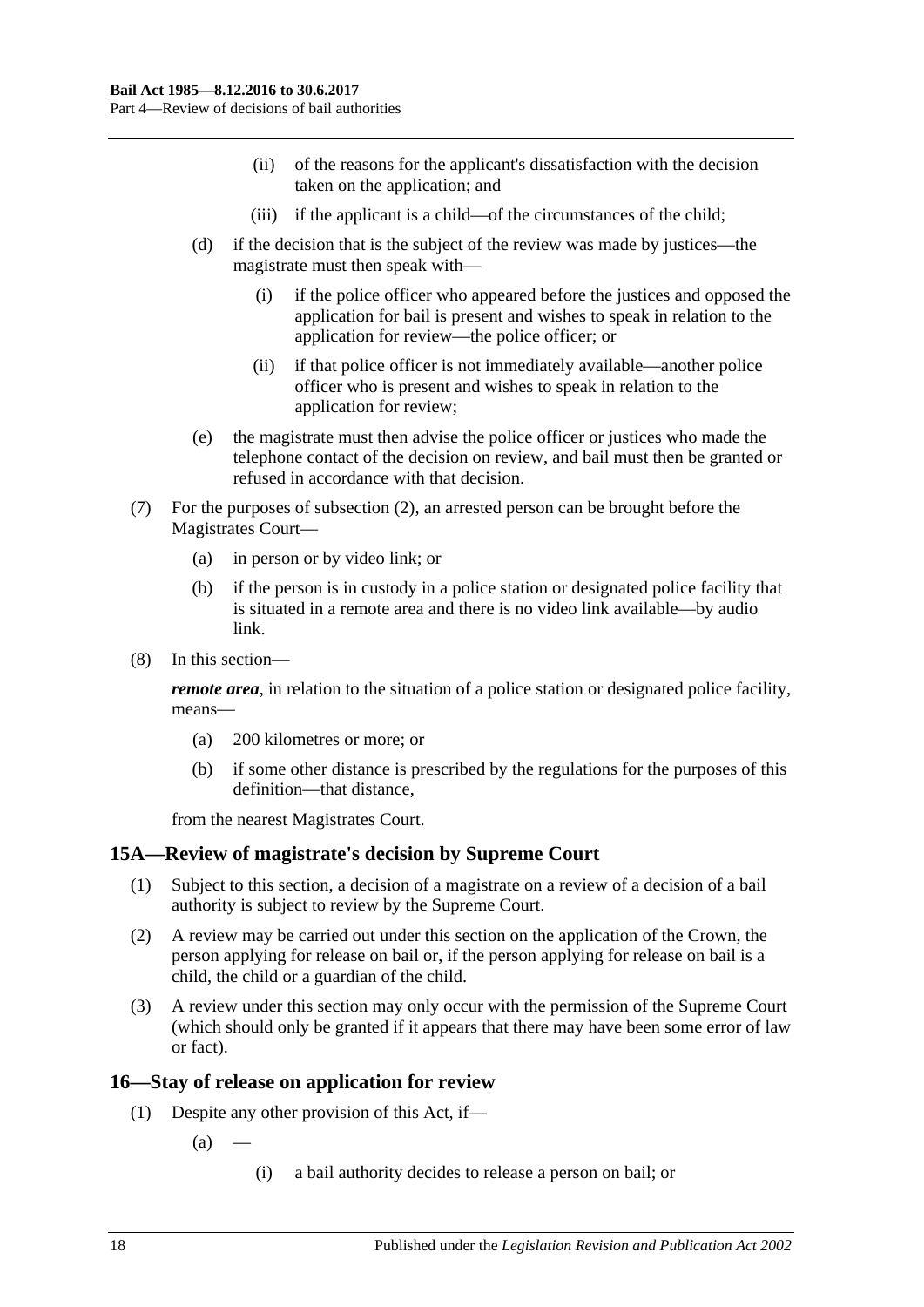(ii) of the reasons for the applicant's dissatisfaction with the decision taken on the application; and

(iii) if the applicant is a child—of the circumstances of the child;

(d) if the decision that is the subject of the review was made by justices—the magistrate must then speak with—

(i) if the police officer who appeared before the justices and opposed the application for bail is present and wishes to speak in relation to the application for review—the police officer; or

(ii) if that police officer is not immediately available—another police officer who is present and wishes to speak in relation to the application for review;

(e) the magistrate must then advise the police officer or justices who made the telephone contact of the decision on review, and bail must then be granted or refused in accordance with that decision.

(7) For the purposes of subsection (2), an arrested person can be brought before the Magistrates Court—

(a) in person or by video link; or

(b) if the person is in custody in a police station or designated police facility that is situated in a remote area and there is no video link available—by audio link.

(8) In this section—

***remote area***, in relation to the situation of a police station or designated police facility, means—

(a) 200 kilometres or more; or

(b) if some other distance is prescribed by the regulations for the purposes of this definition—that distance,

from the nearest Magistrates Court.

## 15A—Review of magistrate's decision by Supreme Court

(1) Subject to this section, a decision of a magistrate on a review of a decision of a bail authority is subject to review by the Supreme Court.

(2) A review may be carried out under this section on the application of the Crown, the person applying for release on bail or, if the person applying for release on bail is a child, the child or a guardian of the child.

(3) A review under this section may only occur with the permission of the Supreme Court (which should only be granted if it appears that there may have been some error of law or fact).

## 16—Stay of release on application for review

(1) Despite any other provision of this Act, if—

(a) —

(i) a bail authority decides to release a person on bail; or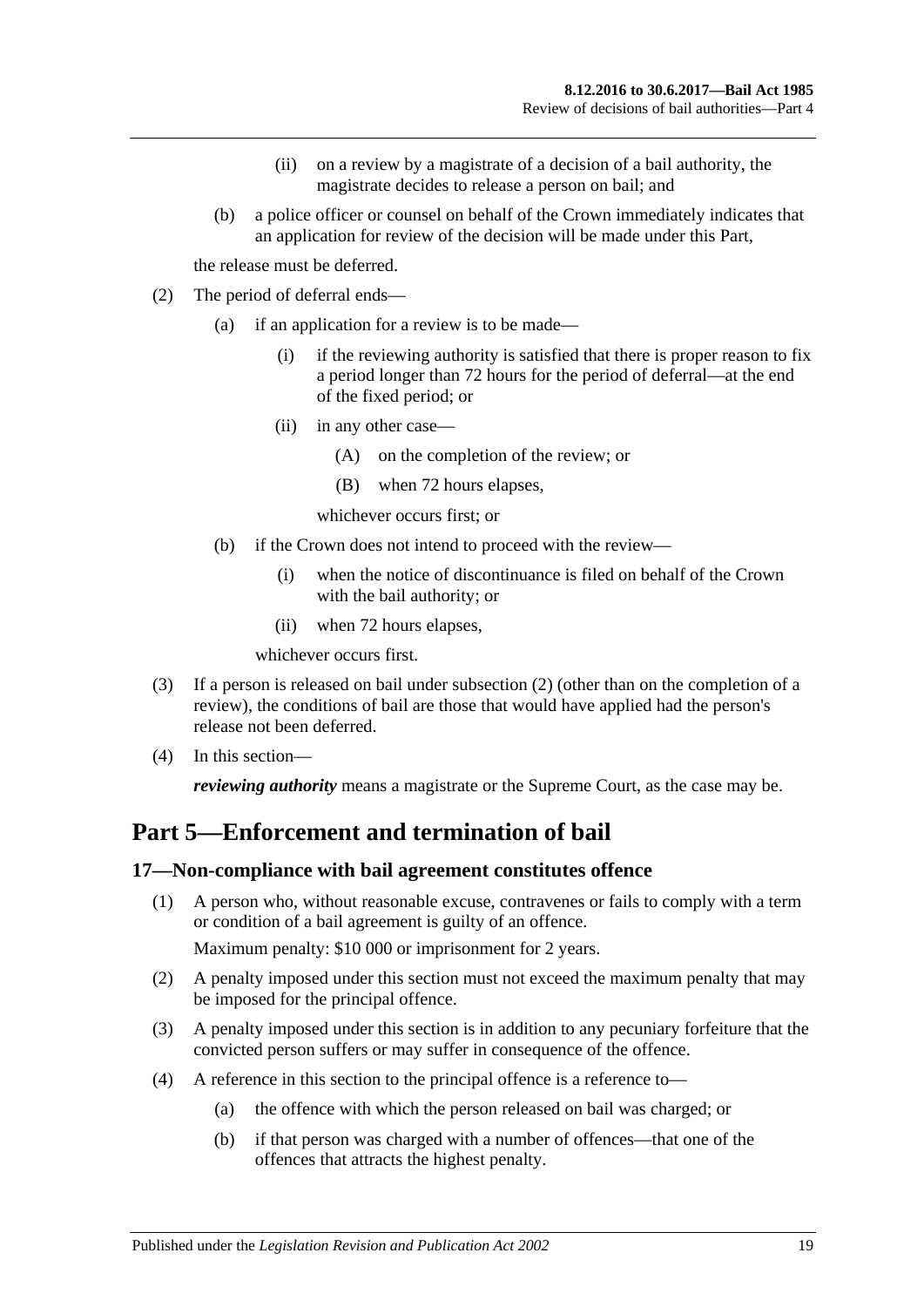(ii) on a review by a magistrate of a decision of a bail authority, the magistrate decides to release a person on bail; and

(b) a police officer or counsel on behalf of the Crown immediately indicates that an application for review of the decision will be made under this Part,

the release must be deferred.

(2) The period of deferral ends—

(a) if an application for a review is to be made—

(i) if the reviewing authority is satisfied that there is proper reason to fix a period longer than 72 hours for the period of deferral—at the end of the fixed period; or

(ii) in any other case—

(A) on the completion of the review; or

(B) when 72 hours elapses,

whichever occurs first; or

(b) if the Crown does not intend to proceed with the review—

(i) when the notice of discontinuance is filed on behalf of the Crown with the bail authority; or

(ii) when 72 hours elapses,

whichever occurs first.

(3) If a person is released on bail under subsection (2) (other than on the completion of a review), the conditions of bail are those that would have applied had the person's release not been deferred.

(4) In this section—

***reviewing authority*** means a magistrate or the Supreme Court, as the case may be.

# Part 5—Enforcement and termination of bail

## 17—Non-compliance with bail agreement constitutes offence

(1) A person who, without reasonable excuse, contravenes or fails to comply with a term or condition of a bail agreement is guilty of an offence.

Maximum penalty: $10 000 or imprisonment for 2 years.

(2) A penalty imposed under this section must not exceed the maximum penalty that may be imposed for the principal offence.

(3) A penalty imposed under this section is in addition to any pecuniary forfeiture that the convicted person suffers or may suffer in consequence of the offence.

(4) A reference in this section to the principal offence is a reference to—

(a) the offence with which the person released on bail was charged; or

(b) if that person was charged with a number of offences—that one of the offences that attracts the highest penalty.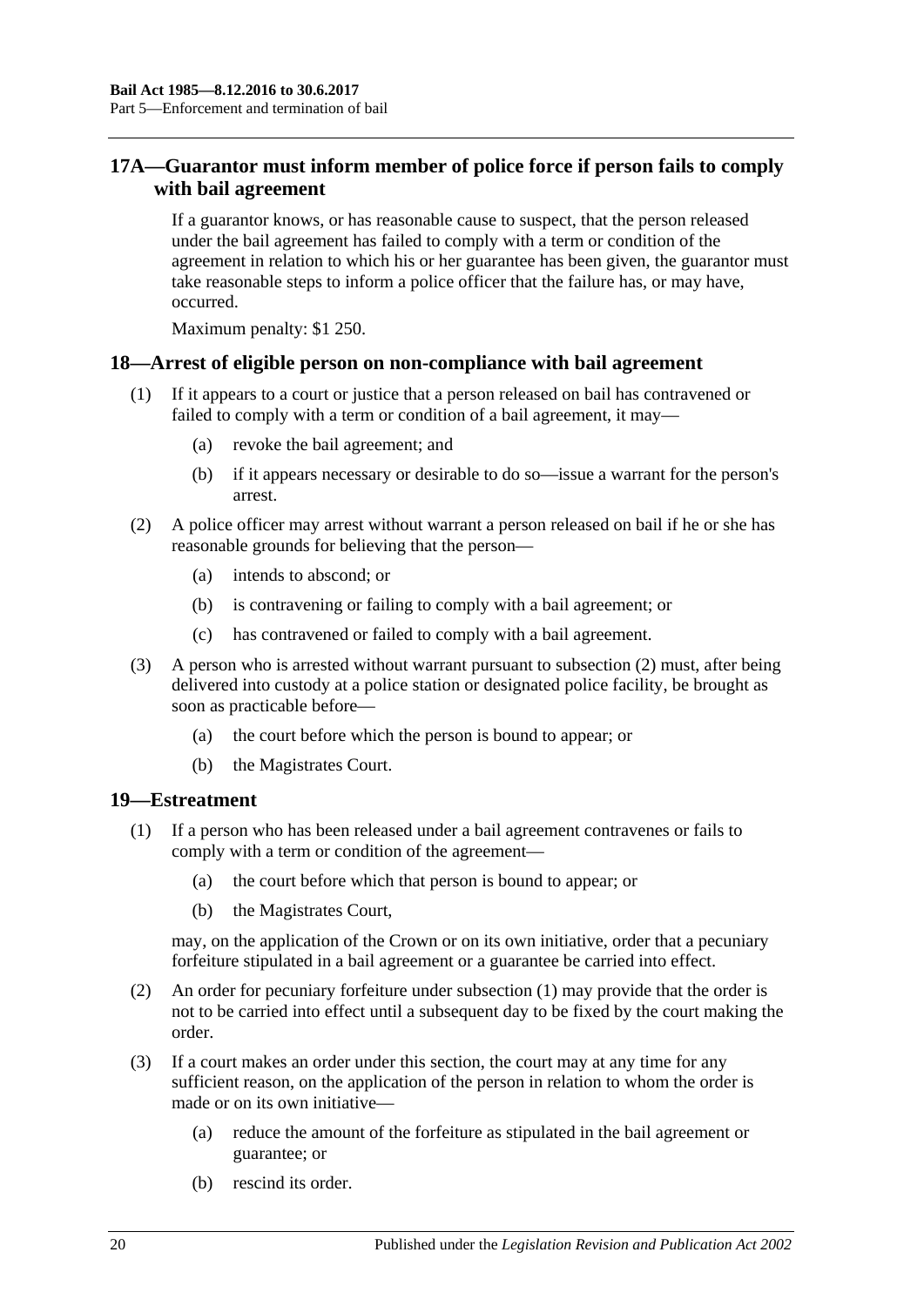## 17A—Guarantor must inform member of police force if person fails to comply with bail agreement

If a guarantor knows, or has reasonable cause to suspect, that the person released under the bail agreement has failed to comply with a term or condition of the agreement in relation to which his or her guarantee has been given, the guarantor must take reasonable steps to inform a police officer that the failure has, or may have, occurred.

Maximum penalty: $1 250.

## 18—Arrest of eligible person on non-compliance with bail agreement

(1) If it appears to a court or justice that a person released on bail has contravened or failed to comply with a term or condition of a bail agreement, it may—

(a) revoke the bail agreement; and

(b) if it appears necessary or desirable to do so—issue a warrant for the person's arrest.

(2) A police officer may arrest without warrant a person released on bail if he or she has reasonable grounds for believing that the person—

(a) intends to abscond; or

(b) is contravening or failing to comply with a bail agreement; or

(c) has contravened or failed to comply with a bail agreement.

(3) A person who is arrested without warrant pursuant to subsection (2) must, after being delivered into custody at a police station or designated police facility, be brought as soon as practicable before—

(a) the court before which the person is bound to appear; or

(b) the Magistrates Court.

## 19—Estreatment

(1) If a person who has been released under a bail agreement contravenes or fails to comply with a term or condition of the agreement—

(a) the court before which that person is bound to appear; or

(b) the Magistrates Court,

may, on the application of the Crown or on its own initiative, order that a pecuniary forfeiture stipulated in a bail agreement or a guarantee be carried into effect.

(2) An order for pecuniary forfeiture under subsection (1) may provide that the order is not to be carried into effect until a subsequent day to be fixed by the court making the order.

(3) If a court makes an order under this section, the court may at any time for any sufficient reason, on the application of the person in relation to whom the order is made or on its own initiative—

(a) reduce the amount of the forfeiture as stipulated in the bail agreement or guarantee; or

(b) rescind its order.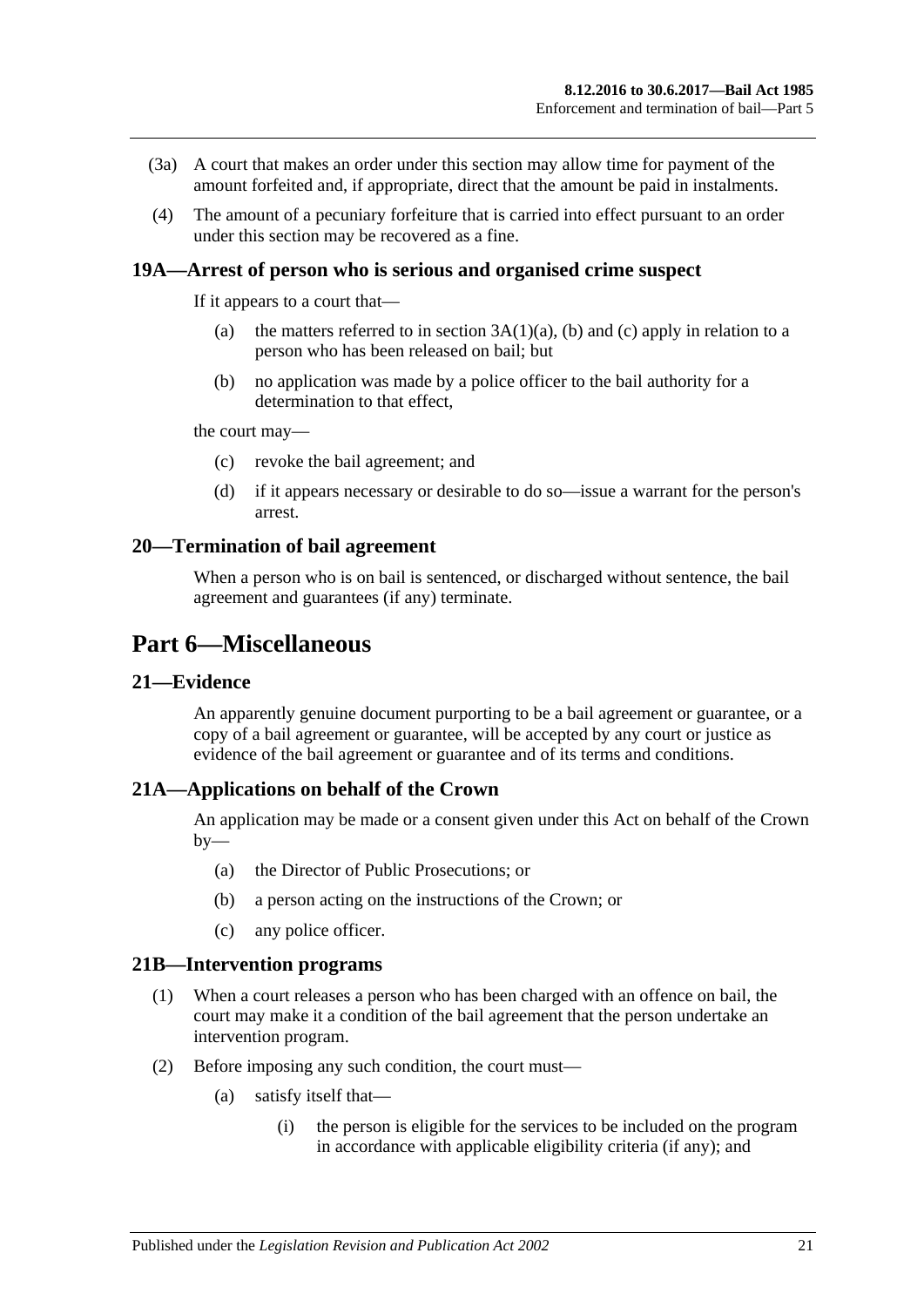(3a) A court that makes an order under this section may allow time for payment of the amount forfeited and, if appropriate, direct that the amount be paid in instalments.

(4) The amount of a pecuniary forfeiture that is carried into effect pursuant to an order under this section may be recovered as a fine.

### 19A—Arrest of person who is serious and organised crime suspect

If it appears to a court that—

(a) the matters referred to in section 3A(1)(a), (b) and (c) apply in relation to a person who has been released on bail; but

(b) no application was made by a police officer to the bail authority for a determination to that effect,

the court may—

(c) revoke the bail agreement; and

(d) if it appears necessary or desirable to do so—issue a warrant for the person's arrest.

### 20—Termination of bail agreement

When a person who is on bail is sentenced, or discharged without sentence, the bail agreement and guarantees (if any) terminate.

## Part 6—Miscellaneous

### 21—Evidence

An apparently genuine document purporting to be a bail agreement or guarantee, or a copy of a bail agreement or guarantee, will be accepted by any court or justice as evidence of the bail agreement or guarantee and of its terms and conditions.

### 21A—Applications on behalf of the Crown

An application may be made or a consent given under this Act on behalf of the Crown by—

(a) the Director of Public Prosecutions; or

(b) a person acting on the instructions of the Crown; or

(c) any police officer.

### 21B—Intervention programs

(1) When a court releases a person who has been charged with an offence on bail, the court may make it a condition of the bail agreement that the person undertake an intervention program.

(2) Before imposing any such condition, the court must—

(a) satisfy itself that—

(i) the person is eligible for the services to be included on the program in accordance with applicable eligibility criteria (if any); and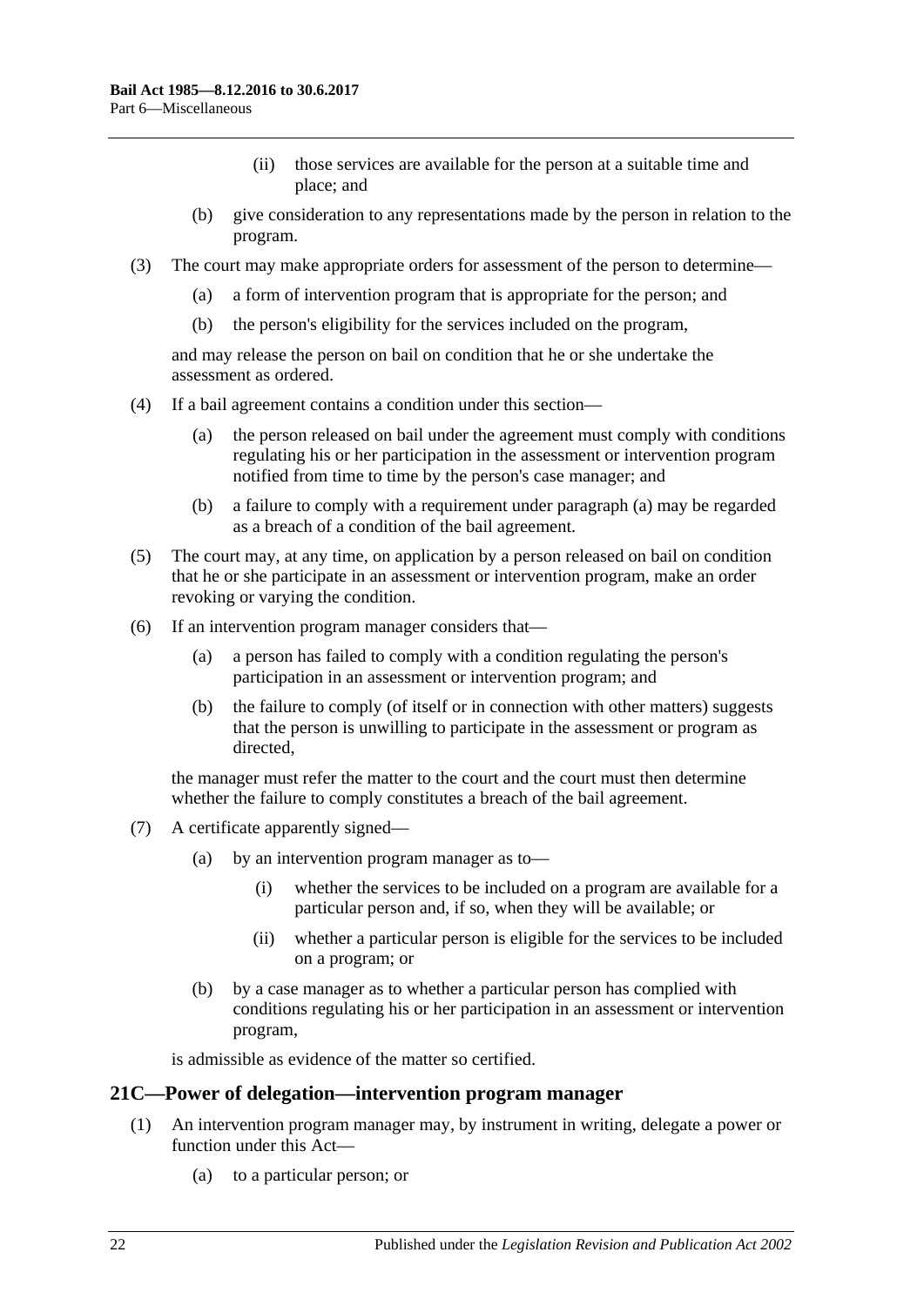(ii) those services are available for the person at a suitable time and place; and

(b) give consideration to any representations made by the person in relation to the program.

(3) The court may make appropriate orders for assessment of the person to determine—

(a) a form of intervention program that is appropriate for the person; and

(b) the person's eligibility for the services included on the program,

and may release the person on bail on condition that he or she undertake the assessment as ordered.

(4) If a bail agreement contains a condition under this section—

(a) the person released on bail under the agreement must comply with conditions regulating his or her participation in the assessment or intervention program notified from time to time by the person's case manager; and

(b) a failure to comply with a requirement under paragraph (a) may be regarded as a breach of a condition of the bail agreement.

(5) The court may, at any time, on application by a person released on bail on condition that he or she participate in an assessment or intervention program, make an order revoking or varying the condition.

(6) If an intervention program manager considers that—

(a) a person has failed to comply with a condition regulating the person's participation in an assessment or intervention program; and

(b) the failure to comply (of itself or in connection with other matters) suggests that the person is unwilling to participate in the assessment or program as directed,

the manager must refer the matter to the court and the court must then determine whether the failure to comply constitutes a breach of the bail agreement.

(7) A certificate apparently signed—

(a) by an intervention program manager as to—

(i) whether the services to be included on a program are available for a particular person and, if so, when they will be available; or

(ii) whether a particular person is eligible for the services to be included on a program; or

(b) by a case manager as to whether a particular person has complied with conditions regulating his or her participation in an assessment or intervention program,

is admissible as evidence of the matter so certified.

## 21C—Power of delegation—intervention program manager

(1) An intervention program manager may, by instrument in writing, delegate a power or function under this Act—

(a) to a particular person; or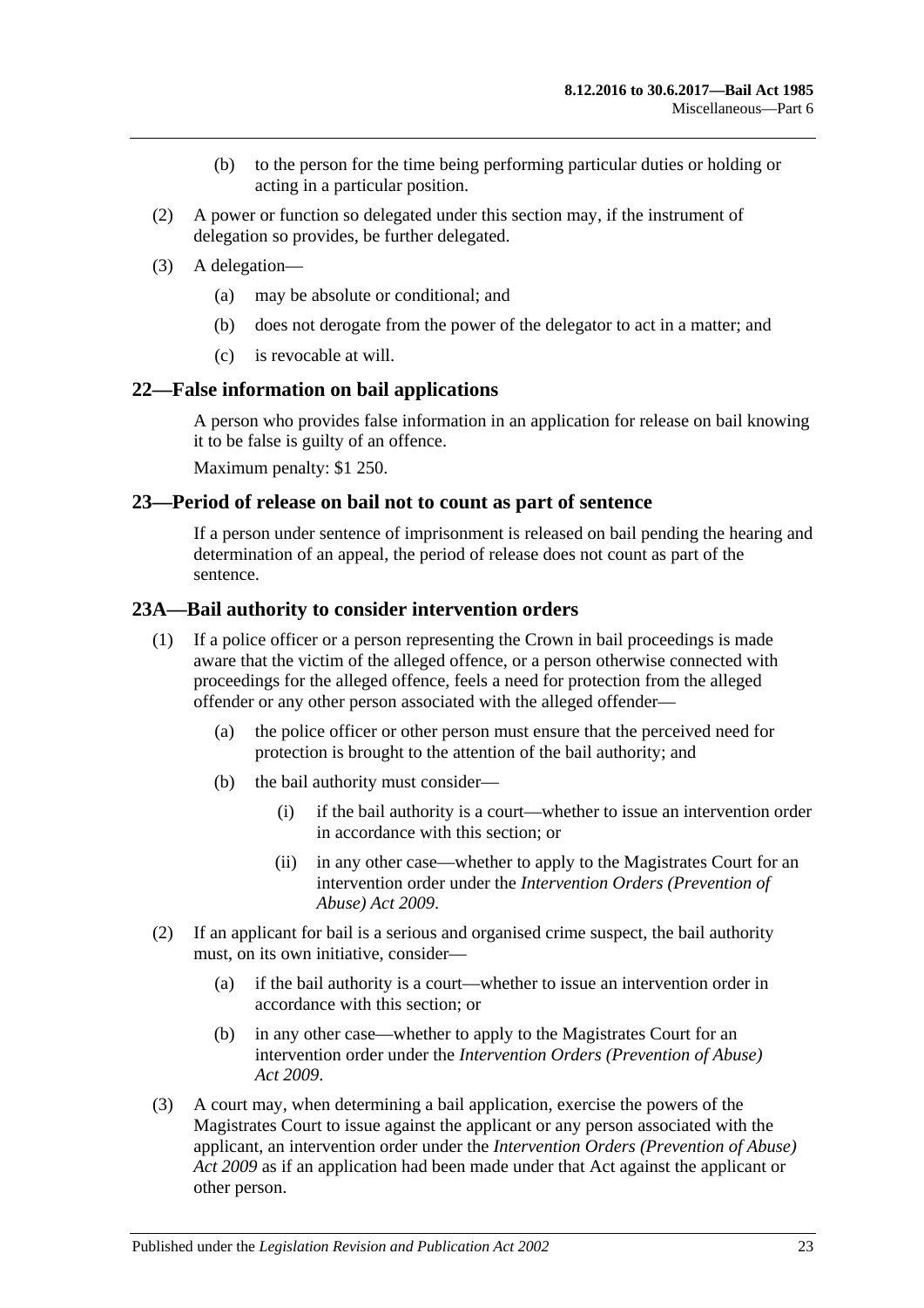(b) to the person for the time being performing particular duties or holding or acting in a particular position.

(2) A power or function so delegated under this section may, if the instrument of delegation so provides, be further delegated.

(3) A delegation—

(a) may be absolute or conditional; and

(b) does not derogate from the power of the delegator to act in a matter; and

(c) is revocable at will.

## 22—False information on bail applications

A person who provides false information in an application for release on bail knowing it to be false is guilty of an offence.

Maximum penalty: $1 250.

## 23—Period of release on bail not to count as part of sentence

If a person under sentence of imprisonment is released on bail pending the hearing and determination of an appeal, the period of release does not count as part of the sentence.

## 23A—Bail authority to consider intervention orders

(1) If a police officer or a person representing the Crown in bail proceedings is made aware that the victim of the alleged offence, or a person otherwise connected with proceedings for the alleged offence, feels a need for protection from the alleged offender or any other person associated with the alleged offender—

(a) the police officer or other person must ensure that the perceived need for protection is brought to the attention of the bail authority; and

(b) the bail authority must consider—

(i) if the bail authority is a court—whether to issue an intervention order in accordance with this section; or

(ii) in any other case—whether to apply to the Magistrates Court for an intervention order under the *Intervention Orders (Prevention of Abuse) Act 2009*.

(2) If an applicant for bail is a serious and organised crime suspect, the bail authority must, on its own initiative, consider—

(a) if the bail authority is a court—whether to issue an intervention order in accordance with this section; or

(b) in any other case—whether to apply to the Magistrates Court for an intervention order under the *Intervention Orders (Prevention of Abuse) Act 2009*.

(3) A court may, when determining a bail application, exercise the powers of the Magistrates Court to issue against the applicant or any person associated with the applicant, an intervention order under the *Intervention Orders (Prevention of Abuse) Act 2009* as if an application had been made under that Act against the applicant or other person.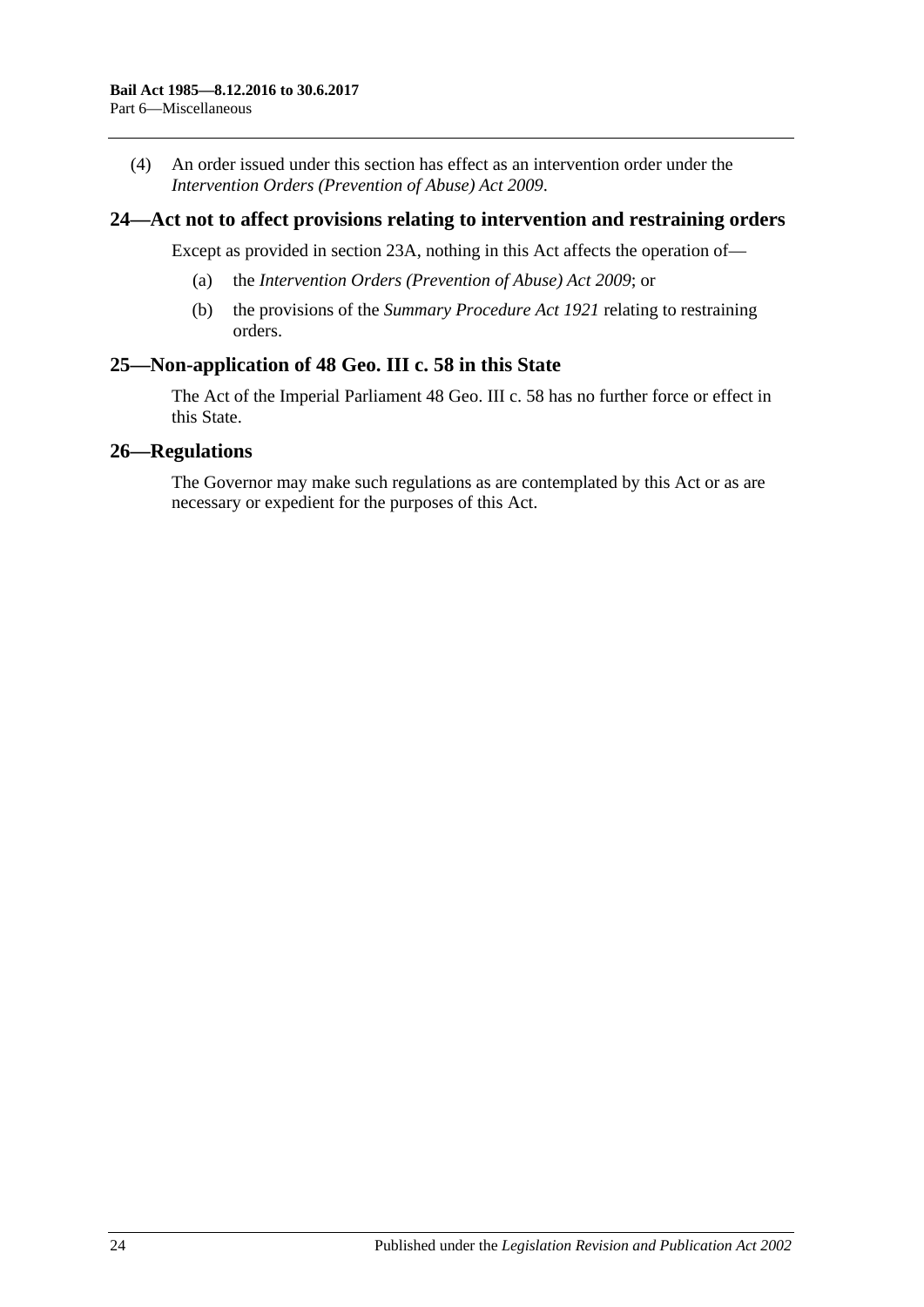(4) An order issued under this section has effect as an intervention order under the *Intervention Orders (Prevention of Abuse) Act 2009*.

## 24—Act not to affect provisions relating to intervention and restraining orders

Except as provided in section 23A, nothing in this Act affects the operation of—

(a) the *Intervention Orders (Prevention of Abuse) Act 2009*; or

(b) the provisions of the *Summary Procedure Act 1921* relating to restraining orders.

## 25—Non-application of 48 Geo. III c. 58 in this State

The Act of the Imperial Parliament 48 Geo. III c. 58 has no further force or effect in this State.

## 26—Regulations

The Governor may make such regulations as are contemplated by this Act or as are necessary or expedient for the purposes of this Act.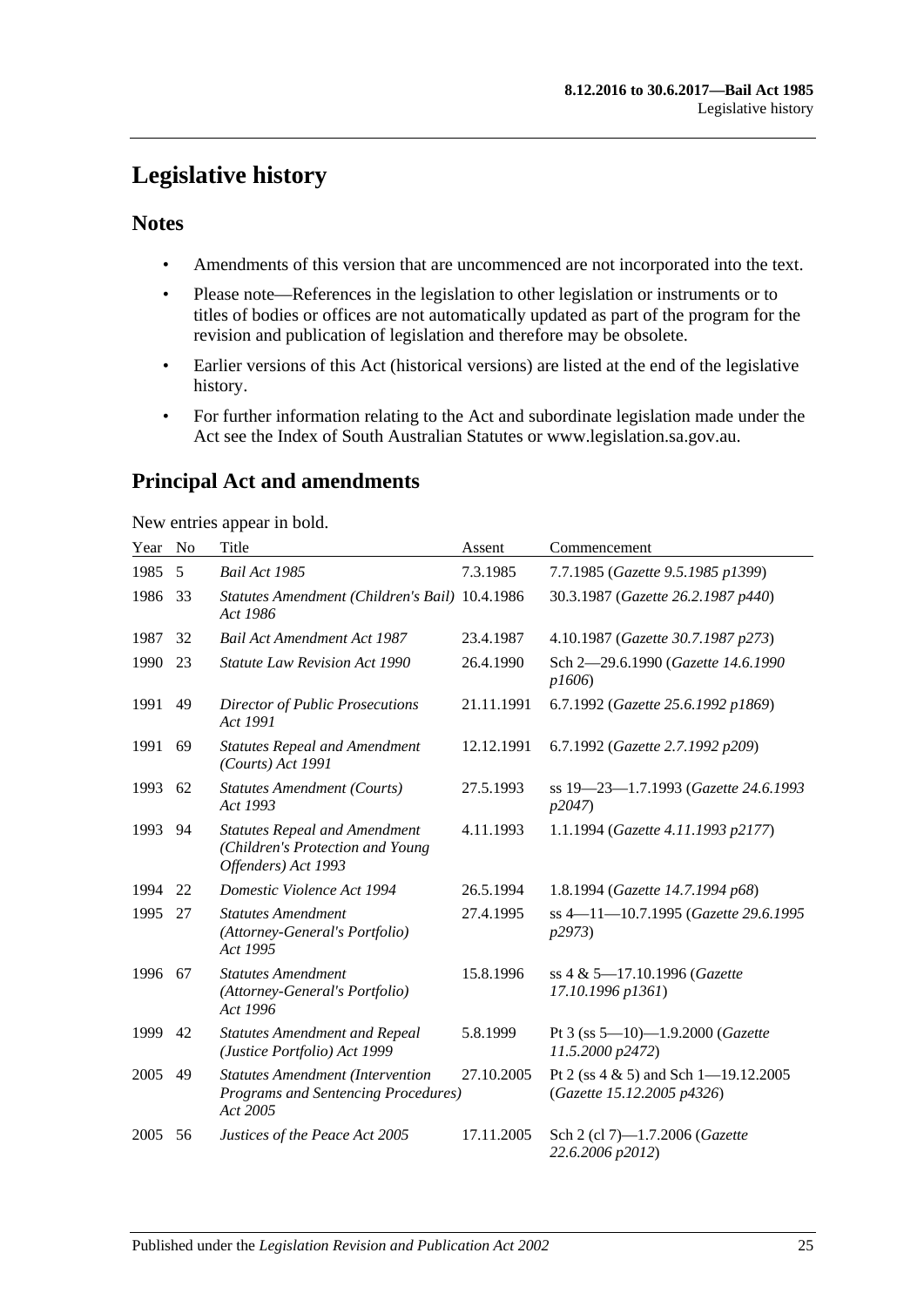# Legislative history

## Notes

- Amendments of this version that are uncommenced are not incorporated into the text.
- Please note—References in the legislation to other legislation or instruments or to titles of bodies or offices are not automatically updated as part of the program for the revision and publication of legislation and therefore may be obsolete.
- Earlier versions of this Act (historical versions) are listed at the end of the legislative history.
- For further information relating to the Act and subordinate legislation made under the Act see the Index of South Australian Statutes or www.legislation.sa.gov.au.

## Principal Act and amendments

New entries appear in bold.

| Year | No | Title | Assent | Commencement |
|---|---|---|---|---|
| 1985 | 5 | *Bail Act 1985* | 7.3.1985 | 7.7.1985 (*Gazette 9.5.1985 p1399*) |
| 1986 | 33 | *Statutes Amendment (Children's Bail) Act 1986* | 10.4.1986 | 30.3.1987 (*Gazette 26.2.1987 p440*) |
| 1987 | 32 | *Bail Act Amendment Act 1987* | 23.4.1987 | 4.10.1987 (*Gazette 30.7.1987 p273*) |
| 1990 | 23 | *Statute Law Revision Act 1990* | 26.4.1990 | Sch 2—29.6.1990 (*Gazette 14.6.1990 p1606*) |
| 1991 | 49 | *Director of Public Prosecutions Act 1991* | 21.11.1991 | 6.7.1992 (*Gazette 25.6.1992 p1869*) |
| 1991 | 69 | *Statutes Repeal and Amendment (Courts) Act 1991* | 12.12.1991 | 6.7.1992 (*Gazette 2.7.1992 p209*) |
| 1993 | 62 | *Statutes Amendment (Courts) Act 1993* | 27.5.1993 | ss 19—23—1.7.1993 (*Gazette 24.6.1993 p2047*) |
| 1993 | 94 | *Statutes Repeal and Amendment (Children's Protection and Young Offenders) Act 1993* | 4.11.1993 | 1.1.1994 (*Gazette 4.11.1993 p2177*) |
| 1994 | 22 | *Domestic Violence Act 1994* | 26.5.1994 | 1.8.1994 (*Gazette 14.7.1994 p68*) |
| 1995 | 27 | *Statutes Amendment (Attorney-General's Portfolio) Act 1995* | 27.4.1995 | ss 4—11—10.7.1995 (*Gazette 29.6.1995 p2973*) |
| 1996 | 67 | *Statutes Amendment (Attorney-General's Portfolio) Act 1996* | 15.8.1996 | ss 4 & 5—17.10.1996 (*Gazette 17.10.1996 p1361*) |
| 1999 | 42 | *Statutes Amendment and Repeal (Justice Portfolio) Act 1999* | 5.8.1999 | Pt 3 (ss 5—10)—1.9.2000 (*Gazette 11.5.2000 p2472*) |
| 2005 | 49 | *Statutes Amendment (Intervention Programs and Sentencing Procedures) Act 2005* | 27.10.2005 | Pt 2 (ss 4 & 5) and Sch 1—19.12.2005 (*Gazette 15.12.2005 p4326*) |
| 2005 | 56 | *Justices of the Peace Act 2005* | 17.11.2005 | Sch 2 (cl 7)—1.7.2006 (*Gazette 22.6.2006 p2012*) |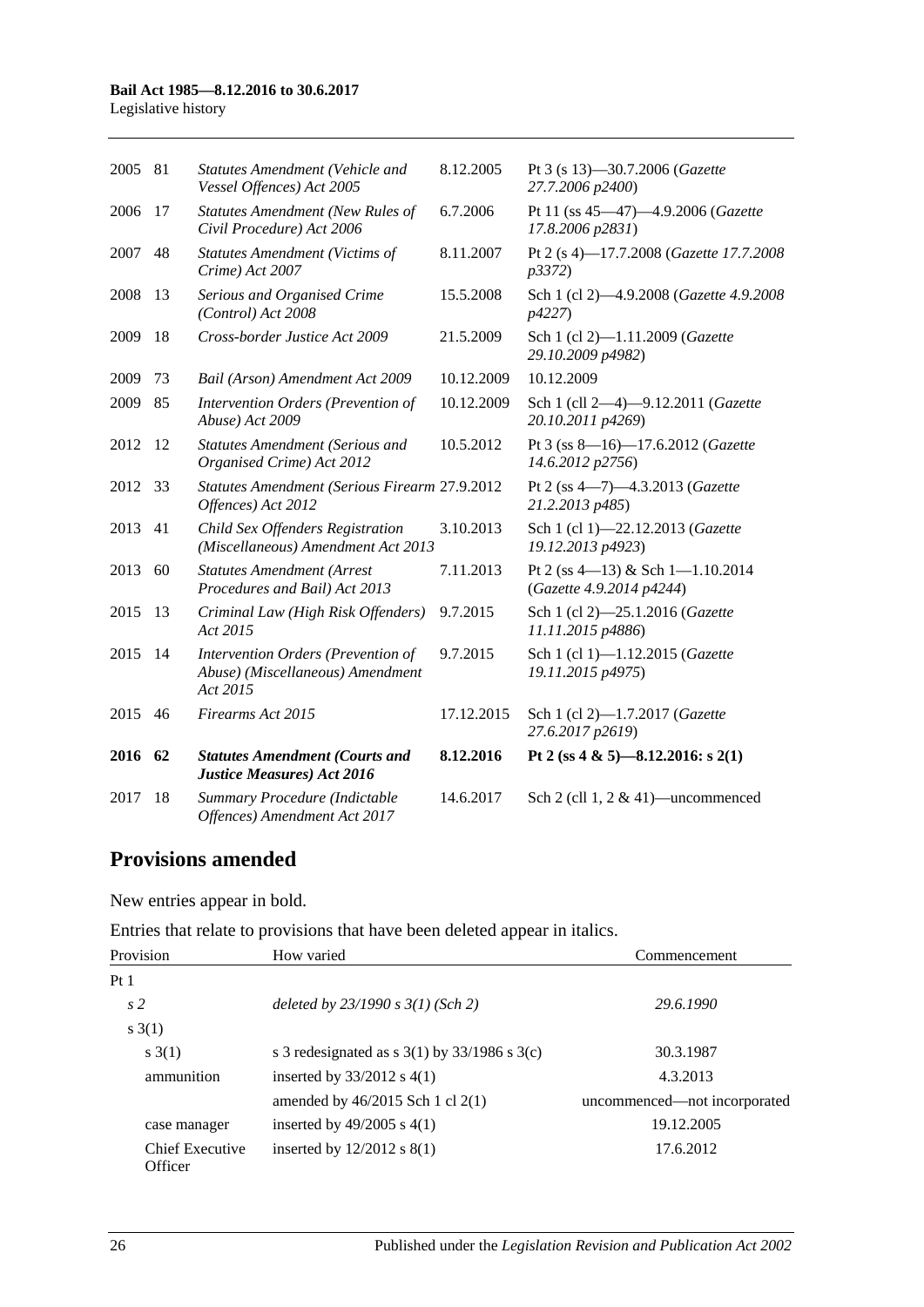| | | | | |
|---|---|---|---|---|
| 2005 | 81 | *Statutes Amendment (Vehicle and Vessel Offences) Act 2005* | 8.12.2005 | Pt 3 (s 13)—30.7.2006 (*Gazette 27.7.2006 p2400*) |
| 2006 | 17 | *Statutes Amendment (New Rules of Civil Procedure) Act 2006* | 6.7.2006 | Pt 11 (ss 45—47)—4.9.2006 (*Gazette 17.8.2006 p2831*) |
| 2007 | 48 | *Statutes Amendment (Victims of Crime) Act 2007* | 8.11.2007 | Pt 2 (s 4)—17.7.2008 (*Gazette 17.7.2008 p3372*) |
| 2008 | 13 | *Serious and Organised Crime (Control) Act 2008* | 15.5.2008 | Sch 1 (cl 2)—4.9.2008 (*Gazette 4.9.2008 p4227*) |
| 2009 | 18 | *Cross-border Justice Act 2009* | 21.5.2009 | Sch 1 (cl 2)—1.11.2009 (*Gazette 29.10.2009 p4982*) |
| 2009 | 73 | *Bail (Arson) Amendment Act 2009* | 10.12.2009 | 10.12.2009 |
| 2009 | 85 | *Intervention Orders (Prevention of Abuse) Act 2009* | 10.12.2009 | Sch 1 (cll 2—4)—9.12.2011 (*Gazette 20.10.2011 p4269*) |
| 2012 | 12 | *Statutes Amendment (Serious and Organised Crime) Act 2012* | 10.5.2012 | Pt 3 (ss 8—16)—17.6.2012 (*Gazette 14.6.2012 p2756*) |
| 2012 | 33 | *Statutes Amendment (Serious Firearm Offences) Act 2012* | 27.9.2012 | Pt 2 (ss 4—7)—4.3.2013 (*Gazette 21.2.2013 p485*) |
| 2013 | 41 | *Child Sex Offenders Registration (Miscellaneous) Amendment Act 2013* | 3.10.2013 | Sch 1 (cl 1)—22.12.2013 (*Gazette 19.12.2013 p4923*) |
| 2013 | 60 | *Statutes Amendment (Arrest Procedures and Bail) Act 2013* | 7.11.2013 | Pt 2 (ss 4—13) & Sch 1—1.10.2014 (*Gazette 4.9.2014 p4244*) |
| 2015 | 13 | *Criminal Law (High Risk Offenders) Act 2015* | 9.7.2015 | Sch 1 (cl 2)—25.1.2016 (*Gazette 11.11.2015 p4886*) |
| 2015 | 14 | *Intervention Orders (Prevention of Abuse) (Miscellaneous) Amendment Act 2015* | 9.7.2015 | Sch 1 (cl 1)—1.12.2015 (*Gazette 19.11.2015 p4975*) |
| 2015 | 46 | *Firearms Act 2015* | 17.12.2015 | Sch 1 (cl 2)—1.7.2017 (*Gazette 27.6.2017 p2619*) |
| **2016** | **62** | ***Statutes Amendment (Courts and Justice Measures) Act 2016*** | **8.12.2016** | **Pt 2 (ss 4 & 5)—8.12.2016: s 2(1)** |
| 2017 | 18 | *Summary Procedure (Indictable Offences) Amendment Act 2017* | 14.6.2017 | Sch 2 (cll 1, 2 & 41)—uncommenced |

## Provisions amended

New entries appear in bold.

Entries that relate to provisions that have been deleted appear in italics.

| Provision | How varied | Commencement |
|---|---|---|
| Pt 1 | | |
| *s 2* | *deleted by 23/1990 s 3(1) (Sch 2)* | *29.6.1990* |
| s 3(1) | | |
| s 3(1) | s 3 redesignated as s 3(1) by 33/1986 s 3(c) | 30.3.1987 |
| ammunition | inserted by 33/2012 s 4(1) | 4.3.2013 |
| | amended by 46/2015 Sch 1 cl 2(1) | uncommenced—not incorporated |
| case manager | inserted by 49/2005 s 4(1) | 19.12.2005 |
| Chief Executive Officer | inserted by 12/2012 s 8(1) | 17.6.2012 |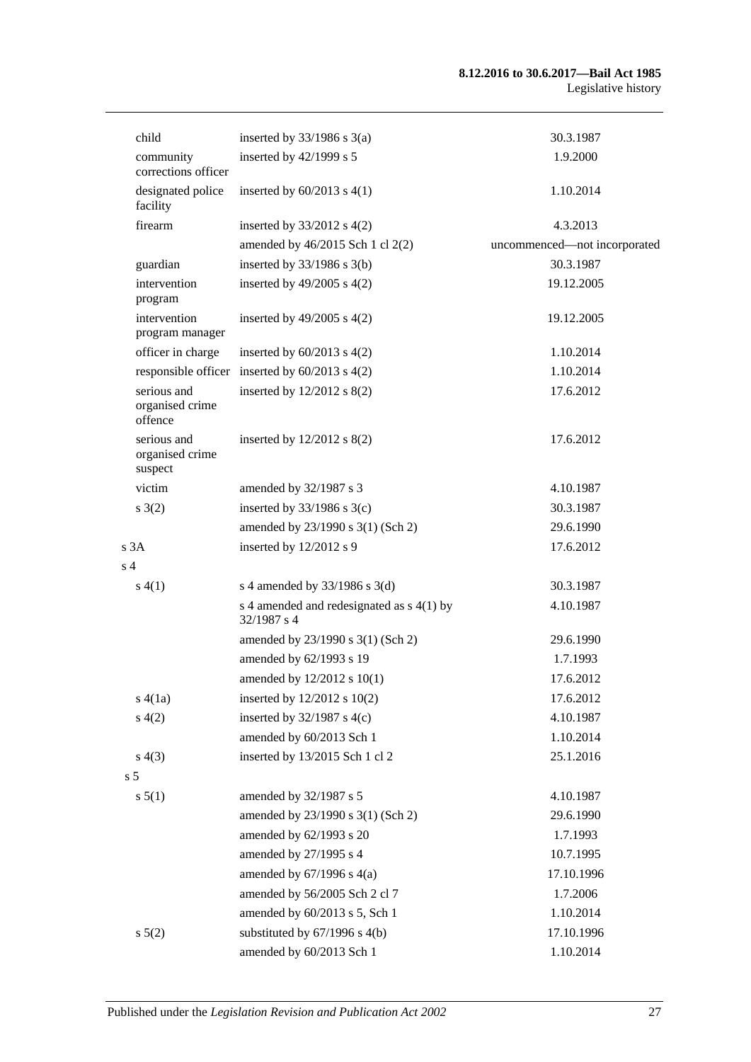| | | |
|---|---|---|
| child | inserted by 33/1986 s 3(a) | 30.3.1987 |
| community corrections officer | inserted by 42/1999 s 5 | 1.9.2000 |
| designated police facility | inserted by 60/2013 s 4(1) | 1.10.2014 |
| firearm | inserted by 33/2012 s 4(2) | 4.3.2013 |
| | amended by 46/2015 Sch 1 cl 2(2) | uncommenced—not incorporated |
| guardian | inserted by 33/1986 s 3(b) | 30.3.1987 |
| intervention program | inserted by 49/2005 s 4(2) | 19.12.2005 |
| intervention program manager | inserted by 49/2005 s 4(2) | 19.12.2005 |
| officer in charge | inserted by 60/2013 s 4(2) | 1.10.2014 |
| responsible officer | inserted by 60/2013 s 4(2) | 1.10.2014 |
| serious and organised crime offence | inserted by 12/2012 s 8(2) | 17.6.2012 |
| serious and organised crime suspect | inserted by 12/2012 s 8(2) | 17.6.2012 |
| victim | amended by 32/1987 s 3 | 4.10.1987 |
| s 3(2) | inserted by 33/1986 s 3(c) | 30.3.1987 |
| | amended by 23/1990 s 3(1) (Sch 2) | 29.6.1990 |
| s 3A | inserted by 12/2012 s 9 | 17.6.2012 |
| s 4 | | |
| s 4(1) | s 4 amended by 33/1986 s 3(d) | 30.3.1987 |
| | s 4 amended and redesignated as s 4(1) by 32/1987 s 4 | 4.10.1987 |
| | amended by 23/1990 s 3(1) (Sch 2) | 29.6.1990 |
| | amended by 62/1993 s 19 | 1.7.1993 |
| | amended by 12/2012 s 10(1) | 17.6.2012 |
| s 4(1a) | inserted by 12/2012 s 10(2) | 17.6.2012 |
| s 4(2) | inserted by 32/1987 s 4(c) | 4.10.1987 |
| | amended by 60/2013 Sch 1 | 1.10.2014 |
| s 4(3) | inserted by 13/2015 Sch 1 cl 2 | 25.1.2016 |
| s 5 | | |
| s 5(1) | amended by 32/1987 s 5 | 4.10.1987 |
| | amended by 23/1990 s 3(1) (Sch 2) | 29.6.1990 |
| | amended by 62/1993 s 20 | 1.7.1993 |
| | amended by 27/1995 s 4 | 10.7.1995 |
| | amended by 67/1996 s 4(a) | 17.10.1996 |
| | amended by 56/2005 Sch 2 cl 7 | 1.7.2006 |
| | amended by 60/2013 s 5, Sch 1 | 1.10.2014 |
| s 5(2) | substituted by 67/1996 s 4(b) | 17.10.1996 |
| | amended by 60/2013 Sch 1 | 1.10.2014 |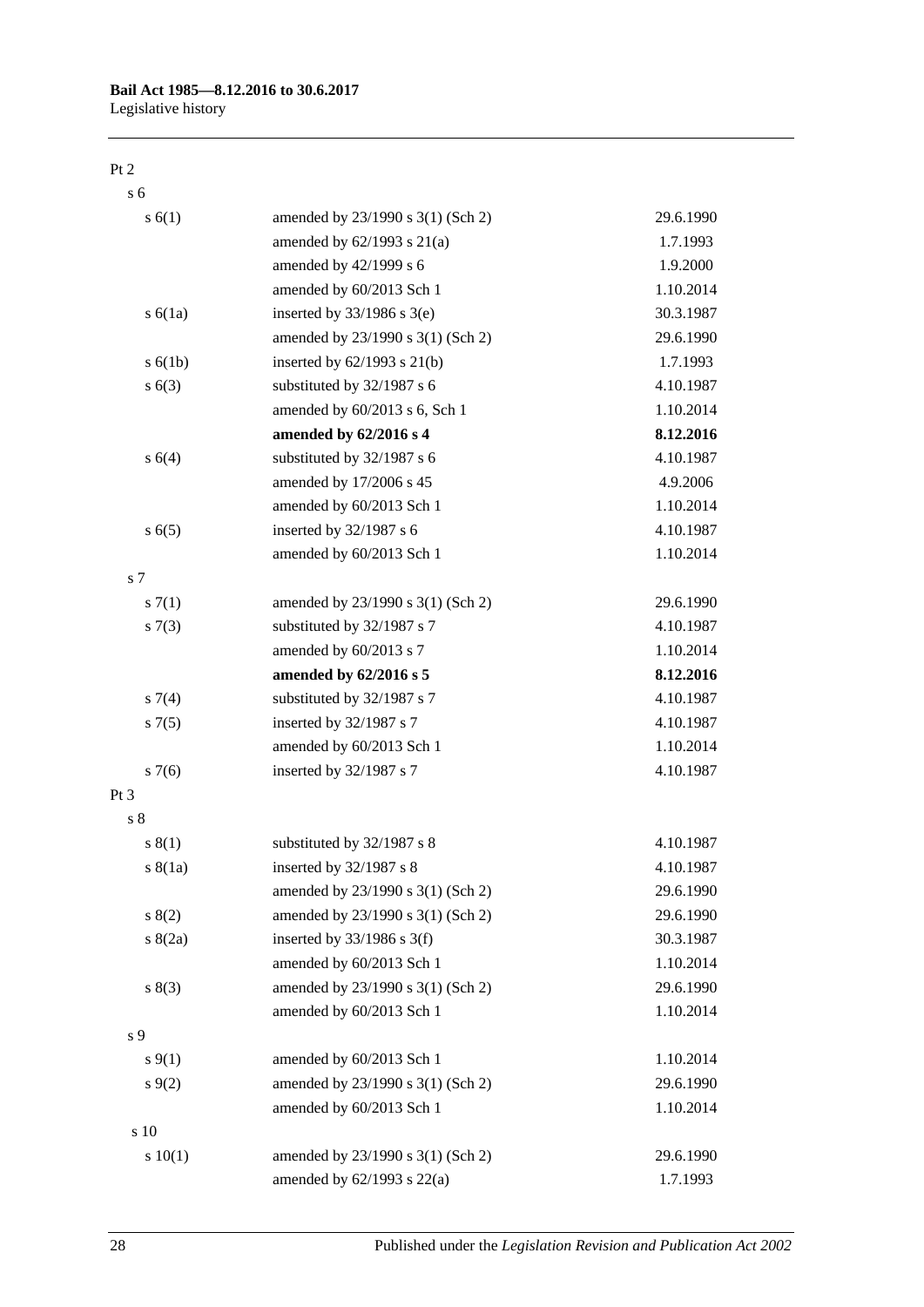| | | |
|---|---|---|
| Pt 2 | | |
| s 6 | | |
| s 6(1) | amended by 23/1990 s 3(1) (Sch 2) | 29.6.1990 |
| | amended by 62/1993 s 21(a) | 1.7.1993 |
| | amended by 42/1999 s 6 | 1.9.2000 |
| | amended by 60/2013 Sch 1 | 1.10.2014 |
| s 6(1a) | inserted by 33/1986 s 3(e) | 30.3.1987 |
| | amended by 23/1990 s 3(1) (Sch 2) | 29.6.1990 |
| s 6(1b) | inserted by 62/1993 s 21(b) | 1.7.1993 |
| s 6(3) | substituted by 32/1987 s 6 | 4.10.1987 |
| | amended by 60/2013 s 6, Sch 1 | 1.10.2014 |
| | **amended by 62/2016 s 4** | **8.12.2016** |
| s 6(4) | substituted by 32/1987 s 6 | 4.10.1987 |
| | amended by 17/2006 s 45 | 4.9.2006 |
| | amended by 60/2013 Sch 1 | 1.10.2014 |
| s 6(5) | inserted by 32/1987 s 6 | 4.10.1987 |
| | amended by 60/2013 Sch 1 | 1.10.2014 |
| s 7 | | |
| s 7(1) | amended by 23/1990 s 3(1) (Sch 2) | 29.6.1990 |
| s 7(3) | substituted by 32/1987 s 7 | 4.10.1987 |
| | amended by 60/2013 s 7 | 1.10.2014 |
| | **amended by 62/2016 s 5** | **8.12.2016** |
| s 7(4) | substituted by 32/1987 s 7 | 4.10.1987 |
| s 7(5) | inserted by 32/1987 s 7 | 4.10.1987 |
| | amended by 60/2013 Sch 1 | 1.10.2014 |
| s 7(6) | inserted by 32/1987 s 7 | 4.10.1987 |
| Pt 3 | | |
| s 8 | | |
| s 8(1) | substituted by 32/1987 s 8 | 4.10.1987 |
| s 8(1a) | inserted by 32/1987 s 8 | 4.10.1987 |
| | amended by 23/1990 s 3(1) (Sch 2) | 29.6.1990 |
| s 8(2) | amended by 23/1990 s 3(1) (Sch 2) | 29.6.1990 |
| s 8(2a) | inserted by 33/1986 s 3(f) | 30.3.1987 |
| | amended by 60/2013 Sch 1 | 1.10.2014 |
| s 8(3) | amended by 23/1990 s 3(1) (Sch 2) | 29.6.1990 |
| | amended by 60/2013 Sch 1 | 1.10.2014 |
| s 9 | | |
| s 9(1) | amended by 60/2013 Sch 1 | 1.10.2014 |
| s 9(2) | amended by 23/1990 s 3(1) (Sch 2) | 29.6.1990 |
| | amended by 60/2013 Sch 1 | 1.10.2014 |
| s 10 | | |
| s 10(1) | amended by 23/1990 s 3(1) (Sch 2) | 29.6.1990 |
| | amended by 62/1993 s 22(a) | 1.7.1993 |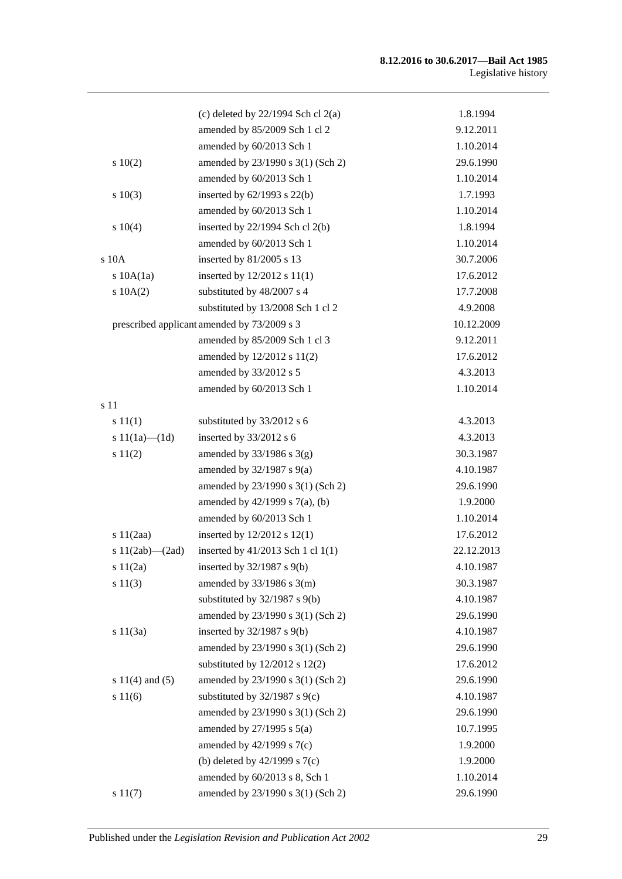| | | |
|---|---|---|
| | (c) deleted by 22/1994 Sch cl 2(a) | 1.8.1994 |
| | amended by 85/2009 Sch 1 cl 2 | 9.12.2011 |
| | amended by 60/2013 Sch 1 | 1.10.2014 |
| s 10(2) | amended by 23/1990 s 3(1) (Sch 2) | 29.6.1990 |
| | amended by 60/2013 Sch 1 | 1.10.2014 |
| s 10(3) | inserted by 62/1993 s 22(b) | 1.7.1993 |
| | amended by 60/2013 Sch 1 | 1.10.2014 |
| s 10(4) | inserted by 22/1994 Sch cl 2(b) | 1.8.1994 |
| | amended by 60/2013 Sch 1 | 1.10.2014 |
| s 10A | inserted by 81/2005 s 13 | 30.7.2006 |
| s 10A(1a) | inserted by 12/2012 s 11(1) | 17.6.2012 |
| s 10A(2) | substituted by 48/2007 s 4 | 17.7.2008 |
| | substituted by 13/2008 Sch 1 cl 2 | 4.9.2008 |
| prescribed applicant | amended by 73/2009 s 3 | 10.12.2009 |
| | amended by 85/2009 Sch 1 cl 3 | 9.12.2011 |
| | amended by 12/2012 s 11(2) | 17.6.2012 |
| | amended by 33/2012 s 5 | 4.3.2013 |
| | amended by 60/2013 Sch 1 | 1.10.2014 |
| s 11 | | |
| s 11(1) | substituted by 33/2012 s 6 | 4.3.2013 |
| s 11(1a)—(1d) | inserted by 33/2012 s 6 | 4.3.2013 |
| s 11(2) | amended by 33/1986 s 3(g) | 30.3.1987 |
| | amended by 32/1987 s 9(a) | 4.10.1987 |
| | amended by 23/1990 s 3(1) (Sch 2) | 29.6.1990 |
| | amended by 42/1999 s 7(a), (b) | 1.9.2000 |
| | amended by 60/2013 Sch 1 | 1.10.2014 |
| s 11(2aa) | inserted by 12/2012 s 12(1) | 17.6.2012 |
| s 11(2ab)—(2ad) | inserted by 41/2013 Sch 1 cl 1(1) | 22.12.2013 |
| s 11(2a) | inserted by 32/1987 s 9(b) | 4.10.1987 |
| s 11(3) | amended by 33/1986 s 3(m) | 30.3.1987 |
| | substituted by 32/1987 s 9(b) | 4.10.1987 |
| | amended by 23/1990 s 3(1) (Sch 2) | 29.6.1990 |
| s 11(3a) | inserted by 32/1987 s 9(b) | 4.10.1987 |
| | amended by 23/1990 s 3(1) (Sch 2) | 29.6.1990 |
| | substituted by 12/2012 s 12(2) | 17.6.2012 |
| s 11(4) and (5) | amended by 23/1990 s 3(1) (Sch 2) | 29.6.1990 |
| s 11(6) | substituted by 32/1987 s 9(c) | 4.10.1987 |
| | amended by 23/1990 s 3(1) (Sch 2) | 29.6.1990 |
| | amended by 27/1995 s 5(a) | 10.7.1995 |
| | amended by 42/1999 s 7(c) | 1.9.2000 |
| | (b) deleted by 42/1999 s 7(c) | 1.9.2000 |
| | amended by 60/2013 s 8, Sch 1 | 1.10.2014 |
| s 11(7) | amended by 23/1990 s 3(1) (Sch 2) | 29.6.1990 |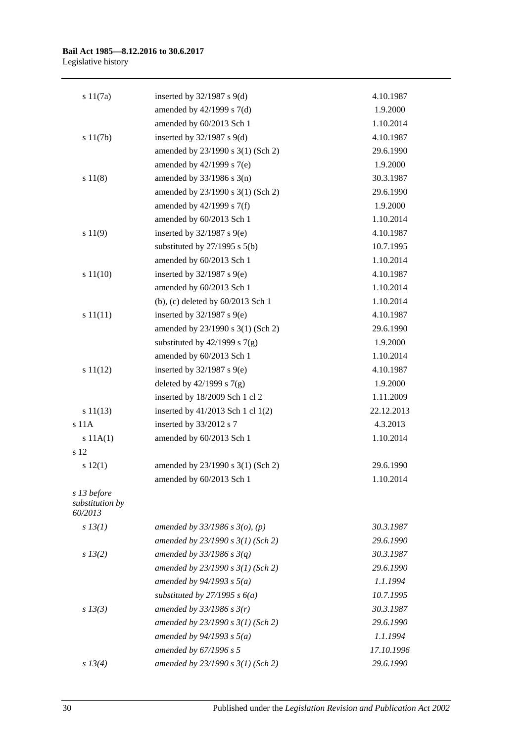| | | |
|---|---|---|
| s 11(7a) | inserted by 32/1987 s 9(d) | 4.10.1987 |
| | amended by 42/1999 s 7(d) | 1.9.2000 |
| | amended by 60/2013 Sch 1 | 1.10.2014 |
| s 11(7b) | inserted by 32/1987 s 9(d) | 4.10.1987 |
| | amended by 23/1990 s 3(1) (Sch 2) | 29.6.1990 |
| | amended by 42/1999 s 7(e) | 1.9.2000 |
| s 11(8) | amended by 33/1986 s 3(n) | 30.3.1987 |
| | amended by 23/1990 s 3(1) (Sch 2) | 29.6.1990 |
| | amended by 42/1999 s 7(f) | 1.9.2000 |
| | amended by 60/2013 Sch 1 | 1.10.2014 |
| s 11(9) | inserted by 32/1987 s 9(e) | 4.10.1987 |
| | substituted by 27/1995 s 5(b) | 10.7.1995 |
| | amended by 60/2013 Sch 1 | 1.10.2014 |
| s 11(10) | inserted by 32/1987 s 9(e) | 4.10.1987 |
| | amended by 60/2013 Sch 1 | 1.10.2014 |
| | (b), (c) deleted by 60/2013 Sch 1 | 1.10.2014 |
| s 11(11) | inserted by 32/1987 s 9(e) | 4.10.1987 |
| | amended by 23/1990 s 3(1) (Sch 2) | 29.6.1990 |
| | substituted by 42/1999 s 7(g) | 1.9.2000 |
| | amended by 60/2013 Sch 1 | 1.10.2014 |
| s 11(12) | inserted by 32/1987 s 9(e) | 4.10.1987 |
| | deleted by 42/1999 s 7(g) | 1.9.2000 |
| | inserted by 18/2009 Sch 1 cl 2 | 1.11.2009 |
| s 11(13) | inserted by 41/2013 Sch 1 cl 1(2) | 22.12.2013 |
| s 11A | inserted by 33/2012 s 7 | 4.3.2013 |
| s 11A(1) | amended by 60/2013 Sch 1 | 1.10.2014 |
| s 12 | | |
| s 12(1) | amended by 23/1990 s 3(1) (Sch 2) | 29.6.1990 |
| | amended by 60/2013 Sch 1 | 1.10.2014 |
| *s 13 before substitution by 60/2013* | | |
| *s 13(1)* | *amended by 33/1986 s 3(o), (p)* | *30.3.1987* |
| | *amended by 23/1990 s 3(1) (Sch 2)* | *29.6.1990* |
| *s 13(2)* | *amended by 33/1986 s 3(q)* | *30.3.1987* |
| | *amended by 23/1990 s 3(1) (Sch 2)* | *29.6.1990* |
| | *amended by 94/1993 s 5(a)* | *1.1.1994* |
| | *substituted by 27/1995 s 6(a)* | *10.7.1995* |
| *s 13(3)* | *amended by 33/1986 s 3(r)* | *30.3.1987* |
| | *amended by 23/1990 s 3(1) (Sch 2)* | *29.6.1990* |
| | *amended by 94/1993 s 5(a)* | *1.1.1994* |
| | *amended by 67/1996 s 5* | *17.10.1996* |
| *s 13(4)* | *amended by 23/1990 s 3(1) (Sch 2)* | *29.6.1990* |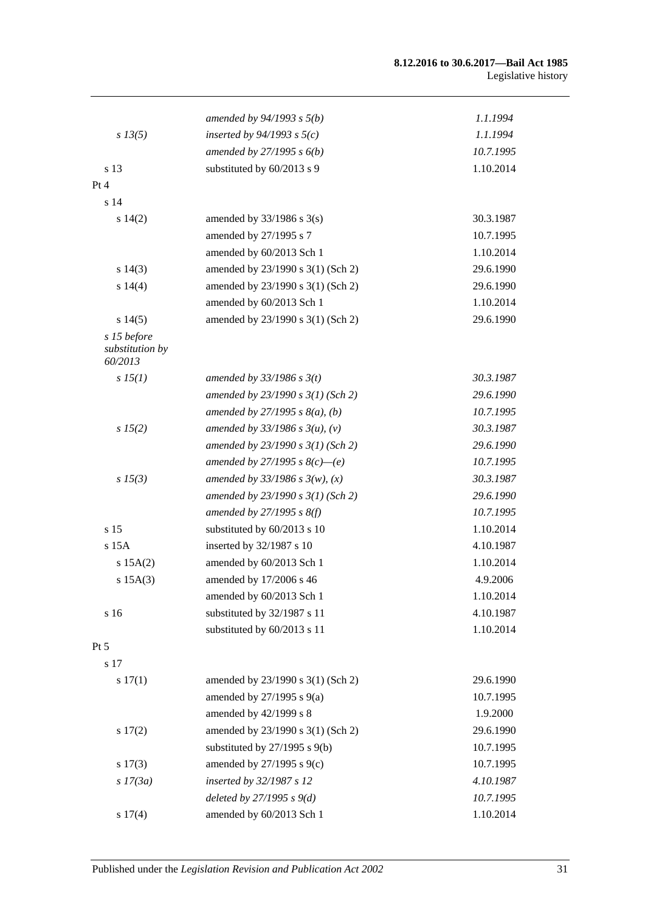| | | |
|---|---|---|
| | *amended by 94/1993 s 5(b)* | *1.1.1994* |
| *s 13(5)* | *inserted by 94/1993 s 5(c)* | *1.1.1994* |
| | *amended by 27/1995 s 6(b)* | *10.7.1995* |
| s 13 | substituted by 60/2013 s 9 | 1.10.2014 |
| Pt 4 | | |
| s 14 | | |
| s 14(2) | amended by 33/1986 s 3(s) | 30.3.1987 |
| | amended by 27/1995 s 7 | 10.7.1995 |
| | amended by 60/2013 Sch 1 | 1.10.2014 |
| s 14(3) | amended by 23/1990 s 3(1) (Sch 2) | 29.6.1990 |
| s 14(4) | amended by 23/1990 s 3(1) (Sch 2) | 29.6.1990 |
| | amended by 60/2013 Sch 1 | 1.10.2014 |
| s 14(5) | amended by 23/1990 s 3(1) (Sch 2) | 29.6.1990 |
| *s 15 before substitution by 60/2013* | | |
| *s 15(1)* | *amended by 33/1986 s 3(t)* | *30.3.1987* |
| | *amended by 23/1990 s 3(1) (Sch 2)* | *29.6.1990* |
| | *amended by 27/1995 s 8(a), (b)* | *10.7.1995* |
| *s 15(2)* | *amended by 33/1986 s 3(u), (v)* | *30.3.1987* |
| | *amended by 23/1990 s 3(1) (Sch 2)* | *29.6.1990* |
| | *amended by 27/1995 s 8(c)—(e)* | *10.7.1995* |
| *s 15(3)* | *amended by 33/1986 s 3(w), (x)* | *30.3.1987* |
| | *amended by 23/1990 s 3(1) (Sch 2)* | *29.6.1990* |
| | *amended by 27/1995 s 8(f)* | *10.7.1995* |
| s 15 | substituted by 60/2013 s 10 | 1.10.2014 |
| s 15A | inserted by 32/1987 s 10 | 4.10.1987 |
| s 15A(2) | amended by 60/2013 Sch 1 | 1.10.2014 |
| s 15A(3) | amended by 17/2006 s 46 | 4.9.2006 |
| | amended by 60/2013 Sch 1 | 1.10.2014 |
| s 16 | substituted by 32/1987 s 11 | 4.10.1987 |
| | substituted by 60/2013 s 11 | 1.10.2014 |
| Pt 5 | | |
| s 17 | | |
| s 17(1) | amended by 23/1990 s 3(1) (Sch 2) | 29.6.1990 |
| | amended by 27/1995 s 9(a) | 10.7.1995 |
| | amended by 42/1999 s 8 | 1.9.2000 |
| s 17(2) | amended by 23/1990 s 3(1) (Sch 2) | 29.6.1990 |
| | substituted by 27/1995 s 9(b) | 10.7.1995 |
| s 17(3) | amended by 27/1995 s 9(c) | 10.7.1995 |
| *s 17(3a)* | *inserted by 32/1987 s 12* | *4.10.1987* |
| | *deleted by 27/1995 s 9(d)* | *10.7.1995* |
| s 17(4) | amended by 60/2013 Sch 1 | 1.10.2014 |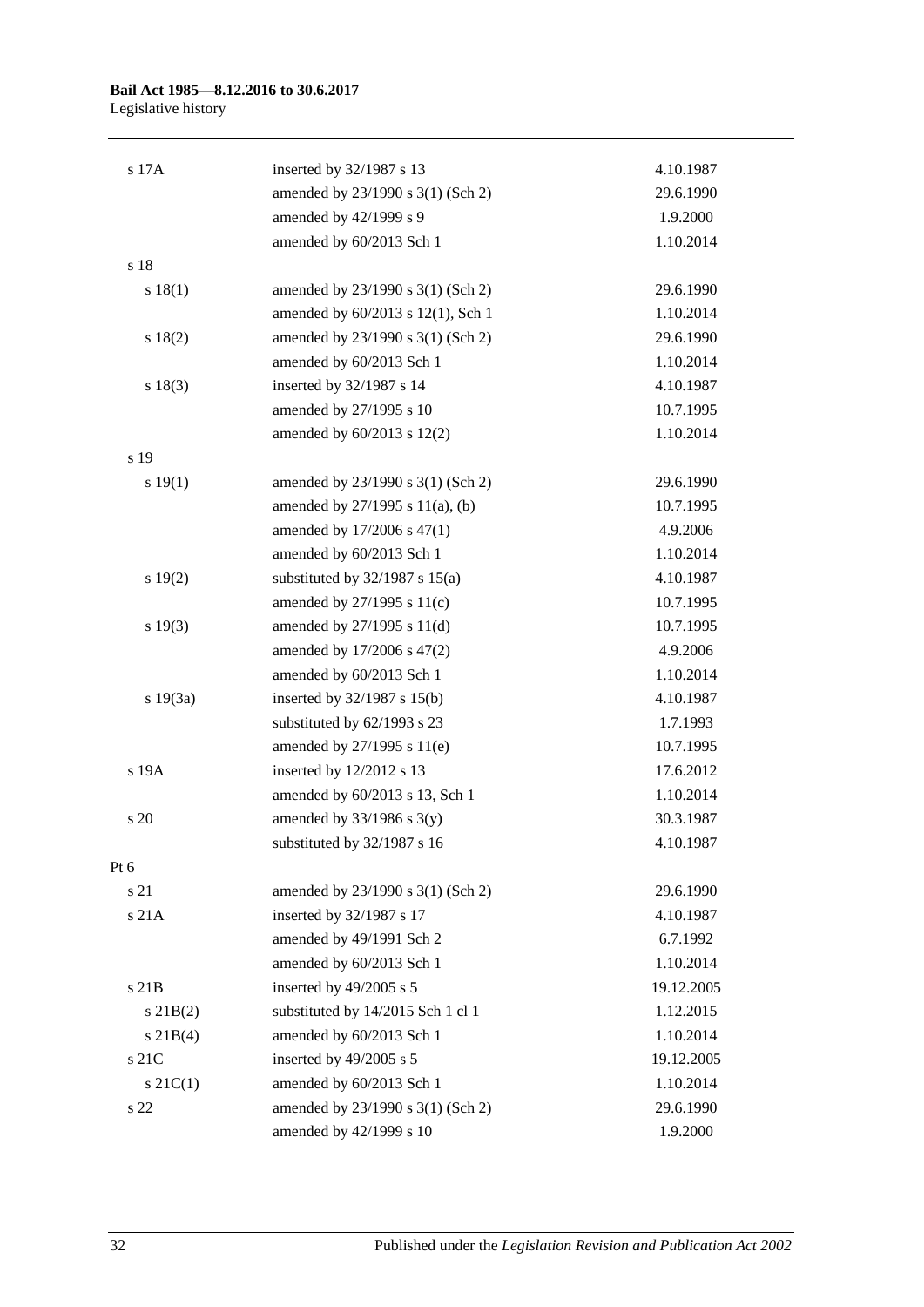| | | |
|---|---|---|
| s 17A | inserted by 32/1987 s 13 | 4.10.1987 |
| | amended by 23/1990 s 3(1) (Sch 2) | 29.6.1990 |
| | amended by 42/1999 s 9 | 1.9.2000 |
| | amended by 60/2013 Sch 1 | 1.10.2014 |
| s 18 | | |
| s 18(1) | amended by 23/1990 s 3(1) (Sch 2) | 29.6.1990 |
| | amended by 60/2013 s 12(1), Sch 1 | 1.10.2014 |
| s 18(2) | amended by 23/1990 s 3(1) (Sch 2) | 29.6.1990 |
| | amended by 60/2013 Sch 1 | 1.10.2014 |
| s 18(3) | inserted by 32/1987 s 14 | 4.10.1987 |
| | amended by 27/1995 s 10 | 10.7.1995 |
| | amended by 60/2013 s 12(2) | 1.10.2014 |
| s 19 | | |
| s 19(1) | amended by 23/1990 s 3(1) (Sch 2) | 29.6.1990 |
| | amended by 27/1995 s 11(a), (b) | 10.7.1995 |
| | amended by 17/2006 s 47(1) | 4.9.2006 |
| | amended by 60/2013 Sch 1 | 1.10.2014 |
| s 19(2) | substituted by 32/1987 s 15(a) | 4.10.1987 |
| | amended by 27/1995 s 11(c) | 10.7.1995 |
| s 19(3) | amended by 27/1995 s 11(d) | 10.7.1995 |
| | amended by 17/2006 s 47(2) | 4.9.2006 |
| | amended by 60/2013 Sch 1 | 1.10.2014 |
| s 19(3a) | inserted by 32/1987 s 15(b) | 4.10.1987 |
| | substituted by 62/1993 s 23 | 1.7.1993 |
| | amended by 27/1995 s 11(e) | 10.7.1995 |
| s 19A | inserted by 12/2012 s 13 | 17.6.2012 |
| | amended by 60/2013 s 13, Sch 1 | 1.10.2014 |
| s 20 | amended by 33/1986 s 3(y) | 30.3.1987 |
| | substituted by 32/1987 s 16 | 4.10.1987 |
| Pt 6 | | |
| s 21 | amended by 23/1990 s 3(1) (Sch 2) | 29.6.1990 |
| s 21A | inserted by 32/1987 s 17 | 4.10.1987 |
| | amended by 49/1991 Sch 2 | 6.7.1992 |
| | amended by 60/2013 Sch 1 | 1.10.2014 |
| s 21B | inserted by 49/2005 s 5 | 19.12.2005 |
| s 21B(2) | substituted by 14/2015 Sch 1 cl 1 | 1.12.2015 |
| s 21B(4) | amended by 60/2013 Sch 1 | 1.10.2014 |
| s 21C | inserted by 49/2005 s 5 | 19.12.2005 |
| s 21C(1) | amended by 60/2013 Sch 1 | 1.10.2014 |
| s 22 | amended by 23/1990 s 3(1) (Sch 2) | 29.6.1990 |
| | amended by 42/1999 s 10 | 1.9.2000 |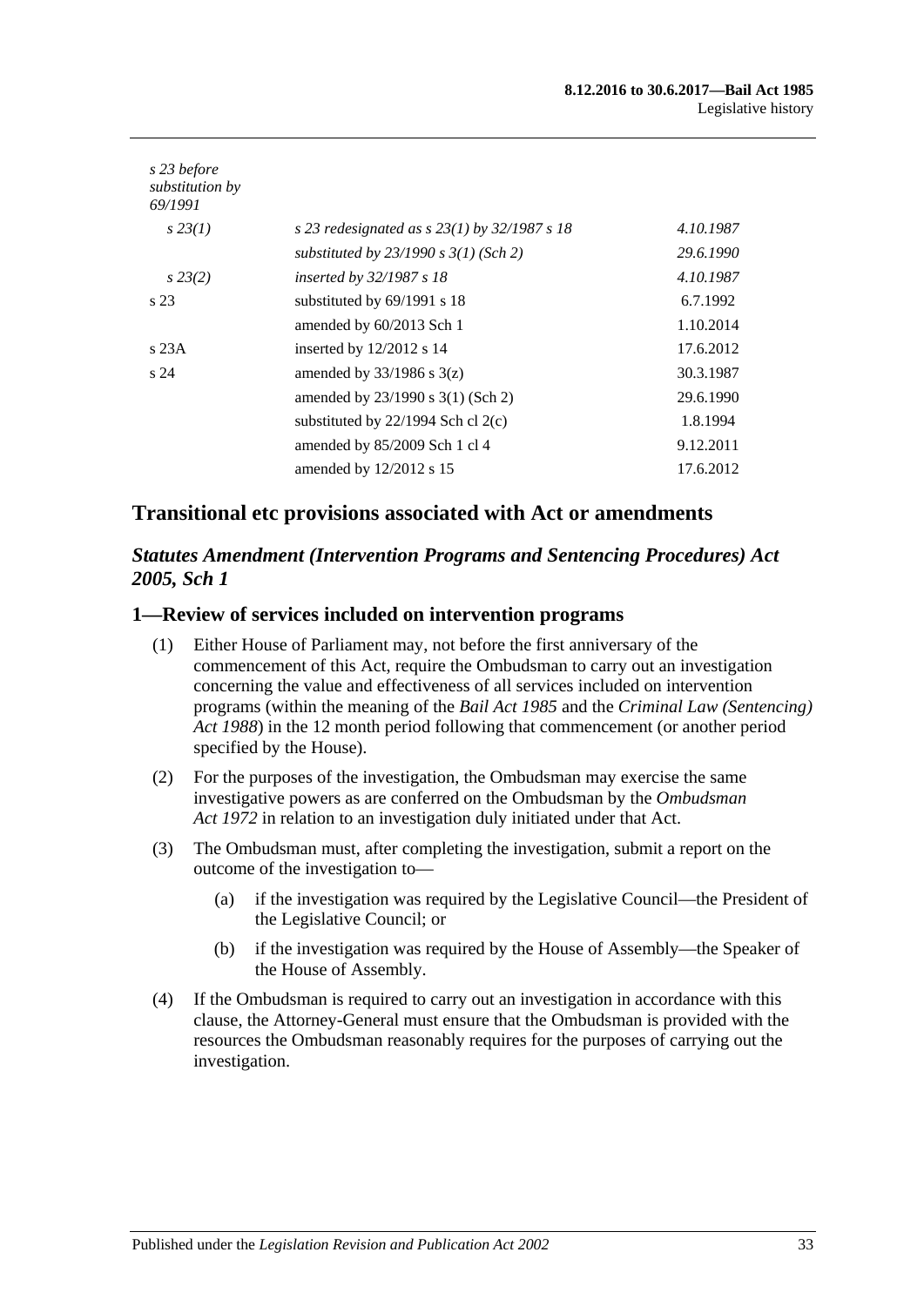| | | |
|---|---|---|
| *s 23 before substitution by 69/1991* | | |
| *s 23(1)* | *s 23 redesignated as s 23(1) by 32/1987 s 18* | *4.10.1987* |
| | *substituted by 23/1990 s 3(1) (Sch 2)* | *29.6.1990* |
| *s 23(2)* | *inserted by 32/1987 s 18* | *4.10.1987* |
| s 23 | substituted by 69/1991 s 18 | 6.7.1992 |
| | amended by 60/2013 Sch 1 | 1.10.2014 |
| s 23A | inserted by 12/2012 s 14 | 17.6.2012 |
| s 24 | amended by 33/1986 s 3(z) | 30.3.1987 |
| | amended by 23/1990 s 3(1) (Sch 2) | 29.6.1990 |
| | substituted by 22/1994 Sch cl 2(c) | 1.8.1994 |
| | amended by 85/2009 Sch 1 cl 4 | 9.12.2011 |
| | amended by 12/2012 s 15 | 17.6.2012 |

## Transitional etc provisions associated with Act or amendments

### *Statutes Amendment (Intervention Programs and Sentencing Procedures) Act 2005, Sch 1*

### 1—Review of services included on intervention programs

(1) Either House of Parliament may, not before the first anniversary of the commencement of this Act, require the Ombudsman to carry out an investigation concerning the value and effectiveness of all services included on intervention programs (within the meaning of the *Bail Act 1985* and the *Criminal Law (Sentencing) Act 1988*) in the 12 month period following that commencement (or another period specified by the House).

(2) For the purposes of the investigation, the Ombudsman may exercise the same investigative powers as are conferred on the Ombudsman by the *Ombudsman Act 1972* in relation to an investigation duly initiated under that Act.

(3) The Ombudsman must, after completing the investigation, submit a report on the outcome of the investigation to—

(a) if the investigation was required by the Legislative Council—the President of the Legislative Council; or

(b) if the investigation was required by the House of Assembly—the Speaker of the House of Assembly.

(4) If the Ombudsman is required to carry out an investigation in accordance with this clause, the Attorney-General must ensure that the Ombudsman is provided with the resources the Ombudsman reasonably requires for the purposes of carrying out the investigation.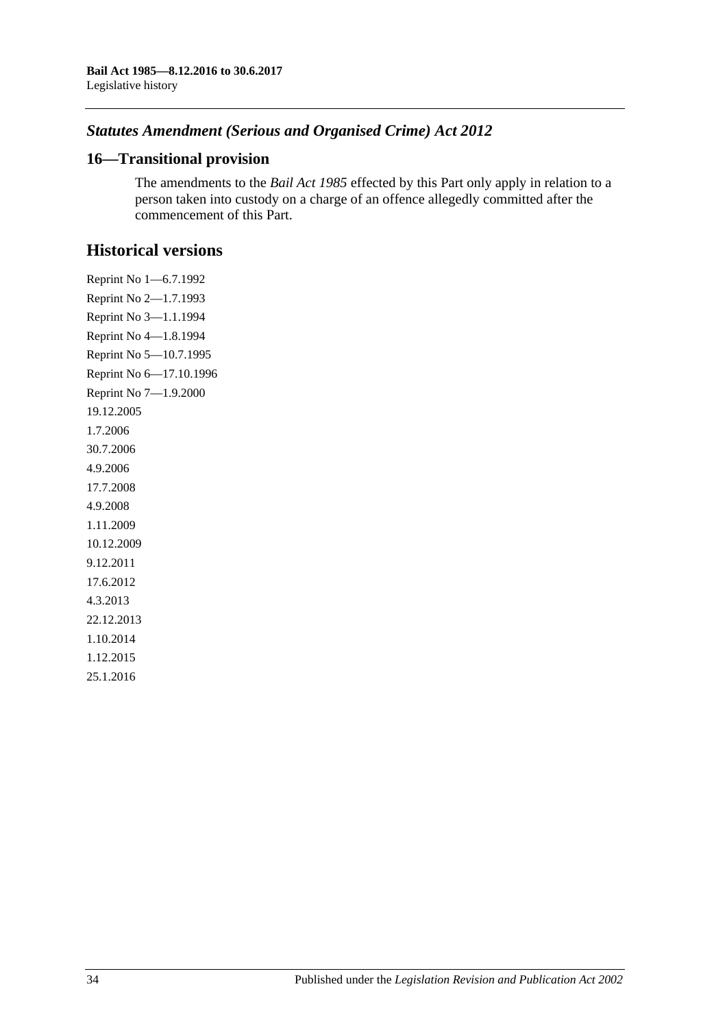### *Statutes Amendment (Serious and Organised Crime) Act 2012*

## 16—Transitional provision

The amendments to the *Bail Act 1985* effected by this Part only apply in relation to a person taken into custody on a charge of an offence allegedly committed after the commencement of this Part.

## Historical versions

Reprint No 1—6.7.1992

Reprint No 2—1.7.1993

Reprint No 3—1.1.1994

Reprint No 4—1.8.1994

Reprint No 5—10.7.1995

Reprint No 6—17.10.1996

Reprint No 7—1.9.2000

19.12.2005

1.7.2006

30.7.2006

4.9.2006

17.7.2008

4.9.2008

1.11.2009

10.12.2009

9.12.2011

17.6.2012

4.3.2013

22.12.2013

1.10.2014

1.12.2015

25.1.2016